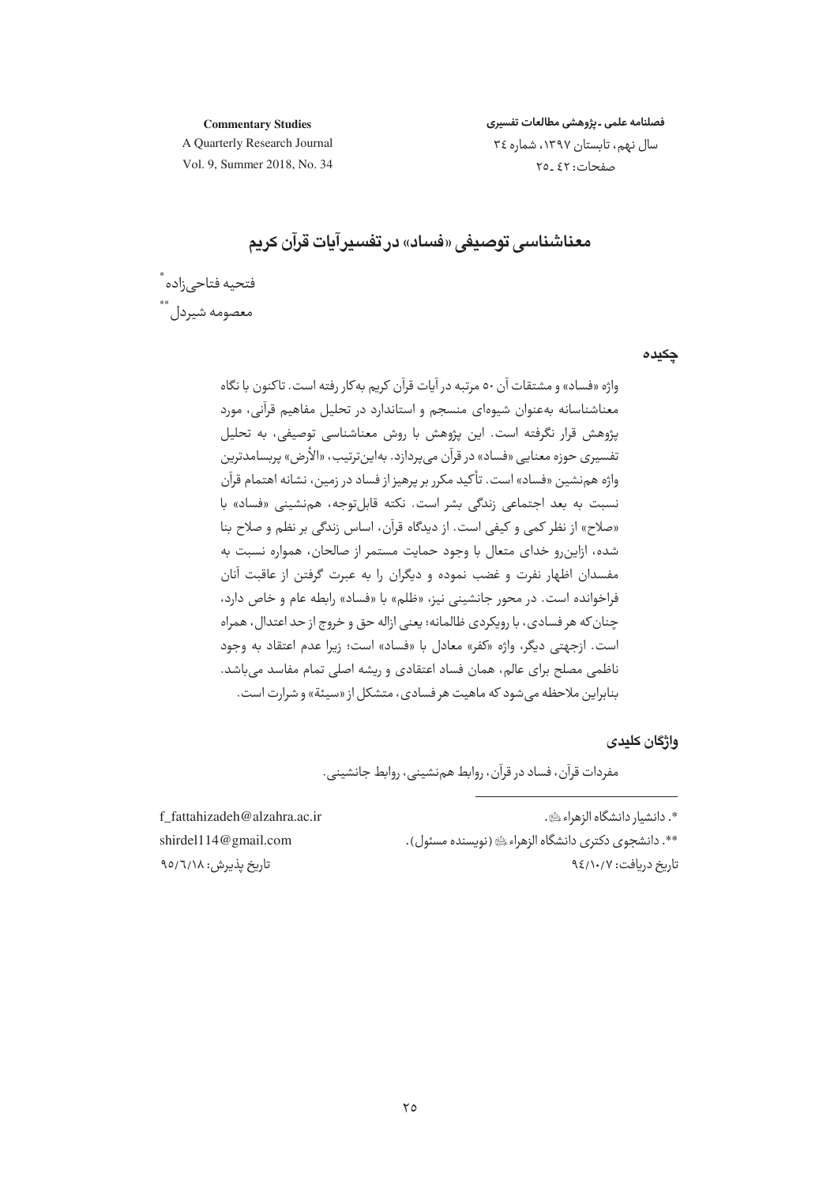# معناشناسی توصیفی «فساد» در تفسیر آیات قرآن کریم

فتحیه فتاحی‌زاده[*]

معصومه شیردل[**]

## چکیده

واژه «فساد» و مشتقات آن ۵۰ مرتبه در آیات قرآن کریم به‌کار رفته است. تاکنون با نگاه معناشناسانه به‌عنوان شیوه‌ای منسجم و استاندارد در تحلیل مفاهیم قرآنی، مورد پژوهش قرار نگرفته است. این پژوهش با روش معناشناسی توصیفی، به تحلیل تفسیری حوزه معنایی «فساد» در قرآن می‌پردازد. به‌این‌ترتیب، «الأرض» پربسامدترین واژه هم‌نشین «فساد» است. تأکید مکرر بر پرهیز از فساد در زمین، نشانه اهتمام قرآن نسبت به بعد اجتماعی زندگی بشر است. نکته قابل‌توجه، هم‌نشینی «فساد» با «صلاح» از نظر کمی و کیفی است. از دیدگاه قرآن، اساس زندگی بر نظم و صلاح بنا شده، ازاین‌رو خدای متعال با وجود حمایت مستمر از صالحان، همواره نسبت به مفسدان اظهار نفرت و غضب نموده و دیگران را به عبرت گرفتن از عاقبت آنان فراخوانده است. در محور جانشینی نیز، «ظلم» با «فساد» رابطه عام و خاص دارد، چنان‌که هر فسادی، با رویکردی ظالمانه؛ یعنی ازاله حق و خروج از حد اعتدال، همراه است. ازجهتی دیگر، واژه «کفر» معادل با «فساد» است؛ زیرا عدم اعتقاد به وجود ناظمی مصلح برای عالم، همان فساد اعتقادی و ریشه اصلی تمام مفاسد می‌باشد. بنابراین ملاحظه می‌شود که ماهیت هر فسادی، متشکل از «سیئة» و شرارت است.

## واژگان کلیدی

مفردات قرآن، فساد در قرآن، روابط هم‌نشینی، روابط جانشینی.

---

*. دانشیار دانشگاه الزهراء. f_fattahizadeh@alzahra.ac.ir

**. دانشجوی دکتری دانشگاه الزهراء (نویسنده مسئول). shirdel114@gmail.com

تاریخ دریافت: ۹۴/۱۰/۷ — تاریخ پذیرش: ۹۵/۶/۱۸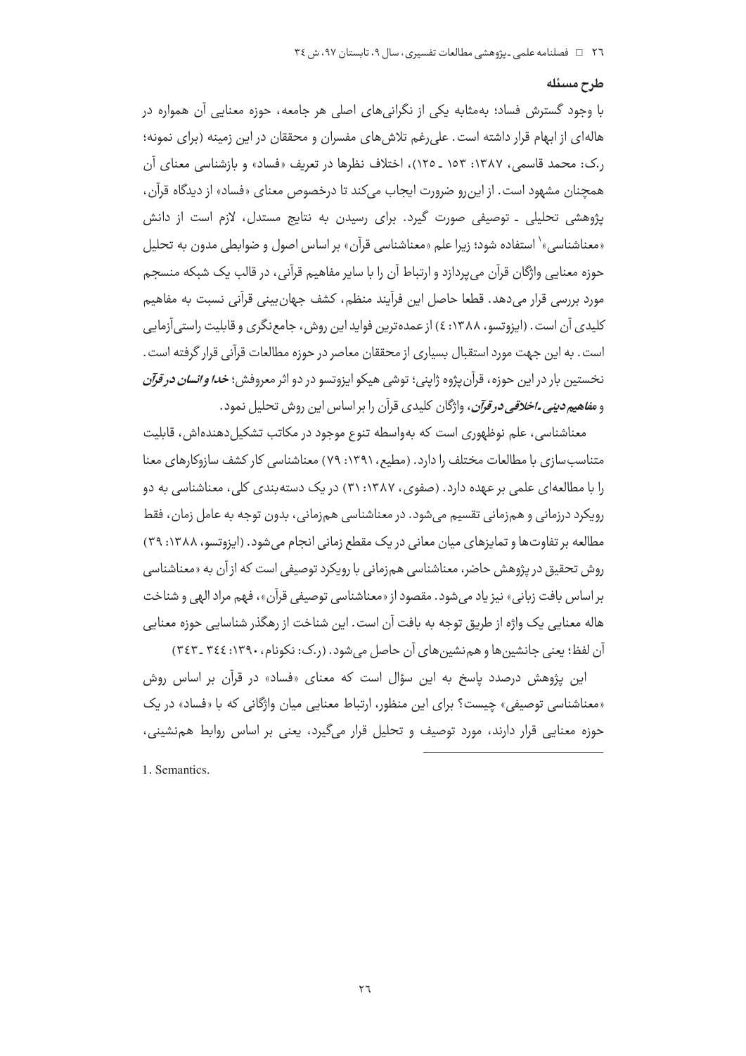## طرح مسئله

با وجود گسترش فساد؛ به‌مثابه یکی از نگرانی‌های اصلی هر جامعه، حوزه معنایی آن همواره در هاله‌ای از ابهام قرار داشته است. علی‌رغم تلاش‌های مفسران و محققان در این زمینه (برای نمونه؛ ر.ک: محمد قاسمی، ۱۳۸۷: ۱۵۳ ـ ۱۲۵)، اختلاف نظرها در تعریف «فساد» و بازشناسی معنای آن همچنان مشهود است. از این‌رو ضرورت ایجاب می‌کند تا درخصوص معنای «فساد» از دیدگاه قرآن، پژوهشی تحلیلی ـ توصیفی صورت گیرد. برای رسیدن به نتایج مستدل، لازم است از دانش «معناشناسی»[1] استفاده شود؛ زیرا علم «معناشناسی قرآن» بر اساس اصول و ضوابطی مدون به تحلیل حوزه معنایی واژگان قرآن می‌پردازد و ارتباط آن را با سایر مفاهیم قرآنی، در قالب یک شبکه منسجم مورد بررسی قرار می‌دهد. قطعا حاصل این فرآیند منظم، کشف جهان‌بینی قرآنی نسبت به مفاهیم کلیدی آن است. (ایزوتسو، ۱۳۸۸: ٤) از عمده‌ترین فواید این روش، جامع‌نگری و قابلیت راستی‌آزمایی است. به این جهت مورد استقبال بسیاری از محققان معاصر در حوزه مطالعات قرآنی قرار گرفته است. نخستین بار در این حوزه، قرآن‌پژوه ژاپنی؛ توشی هیکو ایزوتسو در دو اثر معروفش؛ ***خدا و انسان در قرآن*** و ***مفاهیم دینی ـ اخلاقی در قرآن***، واژگان کلیدی قرآن را بر اساس این روش تحلیل نمود.

معناشناسی، علم نوظهوری است که به‌واسطه تنوع موجود در مکاتب تشکیل‌دهنده‌اش، قابلیت متناسب‌سازی با مطالعات مختلف را دارد. (مطیع، ۱۳۹۱: ۷۹) معناشناسی کار کشف سازوکارهای معنا را با مطالعه‌ای علمی بر عهده دارد. (صفوی، ۱۳۸۷: ۳۱) در یک دسته‌بندی کلی، معناشناسی به دو رویکرد درزمانی و هم‌زمانی تقسیم می‌شود. در معناشناسی هم‌زمانی، بدون توجه به عامل زمان، فقط مطالعه بر تفاوت‌ها و تمایزهای میان معانی در یک مقطع زمانی انجام می‌شود. (ایزوتسو، ۱۳۸۸: ۳۹) روش تحقیق در پژوهش حاضر، معناشناسی هم‌زمانی با رویکرد توصیفی است که از آن به «معناشناسی بر اساس بافت زبانی» نیز یاد می‌شود. مقصود از «معناشناسی توصیفی قرآن»، فهم مراد الهی و شناخت هاله معنایی یک واژه از طریق توجه به بافت آن است. این شناخت از رهگذر شناسایی حوزه معنایی آن لفظ؛ یعنی جانشین‌ها و هم‌نشین‌های آن حاصل می‌شود. (ر.ک: نکونام، ۱۳۹۰: ۳٤٤ ـ ۳٤۳)

این پژوهش درصدد پاسخ به این سؤال است که معنای «فساد» در قرآن بر اساس روش «معناشناسی توصیفی» چیست؟ برای این منظور، ارتباط معنایی میان واژگانی که با «فساد» در یک حوزه معنایی قرار دارند، مورد توصیف و تحلیل قرار می‌گیرد، یعنی بر اساس روابط هم‌نشینی،

---

1. Semantics.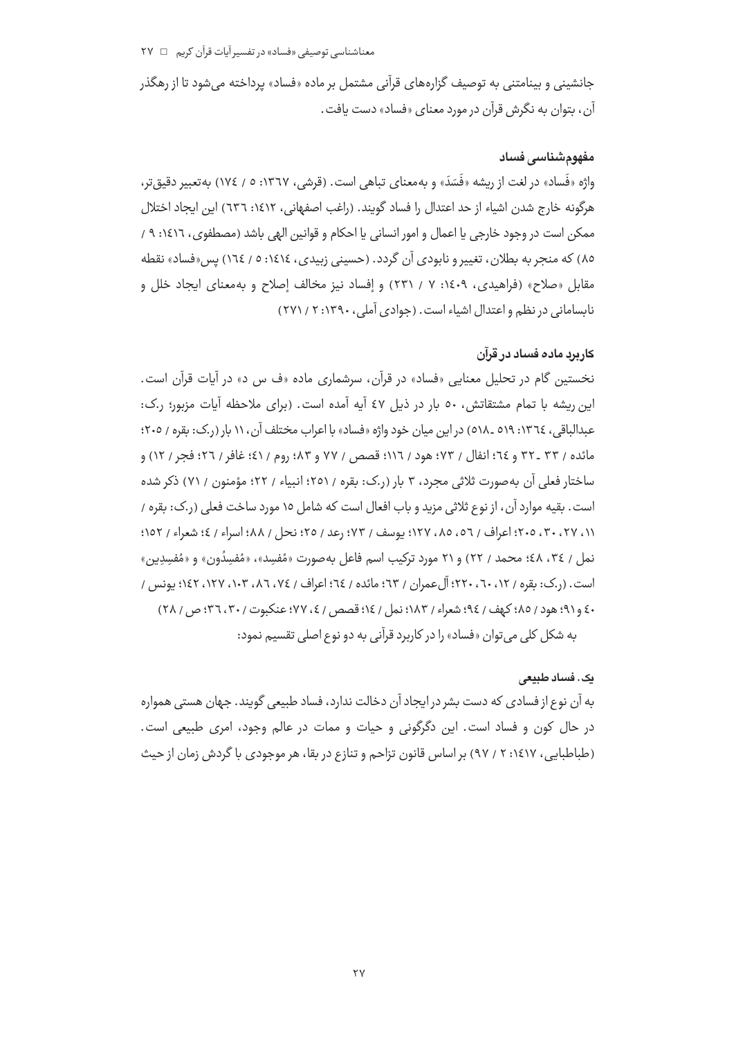جانشینی و بینامتنی به توصیف گزاره‌های قرآنی مشتمل بر ماده «فساد» پرداخته می‌شود تا از رهگذر آن، بتوان به نگرش قرآن در مورد معنای «فساد» دست یافت.

### مفهوم‌شناسی فساد

واژه «فَساد» در لغت از ریشه «فَسَدَ» و به‌معنای تباهی است. (قرشی، ۱۳۶۷: ۵ / ۱۷٤) به‌تعبیر دقیق‌تر، هرگونه خارج شدن اشیاء از حد اعتدال را فساد گویند. (راغب اصفهانی، ۱٤۱۲: ٦۳٦) این ایجاد اختلال ممکن است در وجود خارجی یا اعمال و امور انسانی یا احکام و قوانین الهی باشد (مصطفوی، ۱٤۱٦: ۹ / ۸۵) که منجر به بطلان، تغییر و نابودی آن گردد. (حسینی زبیدی، ۱٤۱٤: ۵ / ۱٦٤) پس«فساد» نقطه مقابل «صلاح» (فراهیدی، ۱٤۰۹: ۷ / ۲۳۱) و إفساد نیز مخالف إصلاح و به‌معنای ایجاد خلل و نابسامانی در نظم و اعتدال اشیاء است. (جوادی آملی، ۱۳۹۰: ۲ / ۲۷۱)

### کاربرد ماده فساد در قرآن

نخستین گام در تحلیل معنایی «فساد» در قرآن، سرشماری ماده «ف س د» در آیات قرآن است. این ریشه با تمام مشتقاتش، ۵۰ بار در ذیل ٤۷ آیه آمده است. (برای ملاحظه آیات مزبور؛ ر.ک: عبدالباقی، ۱۳٦٤: ۵۱۹ ـ ۵۱۸) در این میان خود واژه «فساد» با اعراب مختلف آن، ۱۱ بار (ر.ک: بقره / ۲۰۵؛ مائده / ۳۳ ـ ۳۲ و ٦٤؛ انفال / ۷۳؛ هود / ۱۱٦؛ قصص / ۷۷ و ۸۳؛ روم / ٤۱؛ غافر / ۲٦؛ فجر / ۱۲) و ساختار فعلی آن به‌صورت ثلاثی مجرد، ۳ بار (ر.ک: بقره / ۲۵۱؛ انبیاء / ۲۲؛ مؤمنون / ۷۱) ذکر شده است. بقیه موارد آن، از نوع ثلاثی مزید و باب افعال است که شامل ۱۵ مورد ساخت فعلی (ر.ک: بقره / ۱۱، ۲۷، ۳۰، ۲۰۵؛ اعراف / ۵٦، ۸۵، ۱۲۷؛ یوسف / ۷۳؛ رعد / ۲۵؛ نحل / ۸۸؛ اسراء / ٤؛ شعراء / ۱۵۲؛ نمل / ۳٤، ٤۸؛ محمد / ۲۲) و ۲۱ مورد ترکیب اسم فاعل به‌صورت «مُفسِد»، «مُفسِدُون» و «مُفسِدِین» است. (ر.ک: بقره / ۱۲، ٦۰، ۲۲۰؛ آل‌عمران / ٦۳؛ مائده / ٦٤؛ اعراف / ۷٤، ۸٦، ۱۰۳، ۱۲۷، ۱٤۲؛ یونس / ٤۰ و ۹۱؛ هود / ۸۵؛ کهف / ۹٤؛ شعراء / ۱۸۳؛ نمل / ۱٤؛ قصص / ٤، ۷۷؛ عنکبوت / ۳۰، ۳٦؛ ص / ۲۸)

به شکل کلی می‌توان «فساد» را در کاربرد قرآنی به دو نوع اصلی تقسیم نمود:

#### یک. فساد طبیعی

به آن نوع از فسادی که دست بشر در ایجاد آن دخالت ندارد، فساد طبیعی گویند. جهان هستی همواره در حال کون و فساد است. این دگرگونی و حیات و ممات در عالم وجود، امری طبیعی است. (طباطبایی، ۱٤۱۷: ۲ / ۹۷) بر اساس قانون تزاحم و تنازع در بقا، هر موجودی با گردش زمان از حیث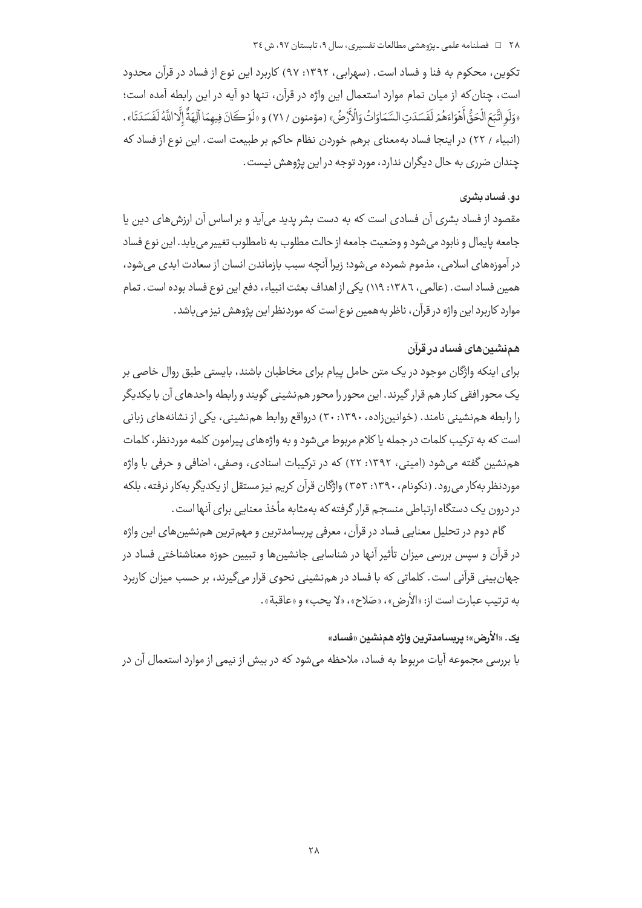تکوین، محکوم به فنا و فساد است. (سهرابی، ۱۳۹۲: ۹۷) کاربرد این نوع از فساد در قرآن محدود است، چنان‌که از میان تمام موارد استعمال این واژه در قرآن، تنها دو آیه در این رابطه آمده است؛ «وَلَوِ اتَّبَعَ الْحَقُّ أَهْوَاءَهُمْ لَفَسَدَتِ السَّمَاوَاتُ وَالْأَرْضُ» (مؤمنون / ۷۱) و «لَوْ كَانَ فِيهِمَا آلِهَةٌ إِلَّا اللَّهُ لَفَسَدَتَا». (انبیاء / ۲۲) در اینجا فساد به‌معنای برهم خوردن نظام حاکم بر طبیعت است. این نوع از فساد که چندان ضرری به حال دیگران ندارد، مورد توجه در این پژوهش نیست.

#### دو. فساد بشری

مقصود از فساد بشری آن فسادی است که به دست بشر پدید می‌آید و بر اساس آن ارزش‌های دین یا جامعه پایمال و نابود می‌شود و وضعیت جامعه از حالت مطلوب به نامطلوب تغییر می‌یابد. این نوع فساد در آموزه‌های اسلامی، مذموم شمرده می‌شود؛ زیرا آنچه سبب بازماندن انسان از سعادت ابدی می‌شود، همین فساد است. (عالمی، ۱۳۸٦: ۱۱۹) یکی از اهداف بعثت انبیاء، دفع این نوع فساد بوده است. تمام موارد کاربرد این واژه در قرآن، ناظر به‌همین نوع است که موردنظر این پژوهش نیز می‌باشد.

### هم‌نشین‌های فساد در قرآن

برای اینکه واژگان موجود در یک متن حامل پیام برای مخاطبان باشند، بایستی طبق روال خاصی بر یک محور افقی کنار هم قرار گیرند. این محور را محور هم‌نشینی گویند و رابطه واحدهای آن با یکدیگر را رابطه هم‌نشینی نامند. (خوانین‌زاده، ۱۳۹۰: ۳۰) درواقع روابط هم‌نشینی، یکی از نشانه‌های زبانی است که به ترکیب کلمات در جمله یا کلام مربوط می‌شود و به واژه‌های پیرامون کلمه موردنظر، کلمات هم‌نشین گفته می‌شود (امینی، ۱۳۹۲: ۲۲) که در ترکیبات اسنادی، وصفی، اضافی و حرفی با واژه موردنظر به‌کار می‌رود. (نکونام، ۱۳۹۰: ۳۵۳) واژگان قرآن کریم نیز مستقل از یکدیگر به‌کار نرفته، بلکه در درون یک دستگاه ارتباطی منسجم قرار گرفته که به‌مثابه مأخذ معنایی برای آنها است.

گام دوم در تحلیل معنایی فساد در قرآن، معرفی پربسامدترین و مهم‌ترین هم‌نشین‌های این واژه در قرآن و سپس بررسی میزان تأثیر آنها در شناسایی جانشین‌ها و تبیین حوزه معناشناختی فساد در جهان‌بینی قرآنی است. کلماتی که با فساد در هم‌نشینی نحوی قرار می‌گیرند، بر حسب میزان کاربرد به ترتیب عبارت است از: «الأرض»، «صَلاح»، «لا یحب» و «عاقبة».

#### یک. «الأرض»؛ پربسامدترین واژه هم‌نشین «فساد»

با بررسی مجموعه آیات مربوط به فساد، ملاحظه می‌شود که در بیش از نیمی از موارد استعمال آن در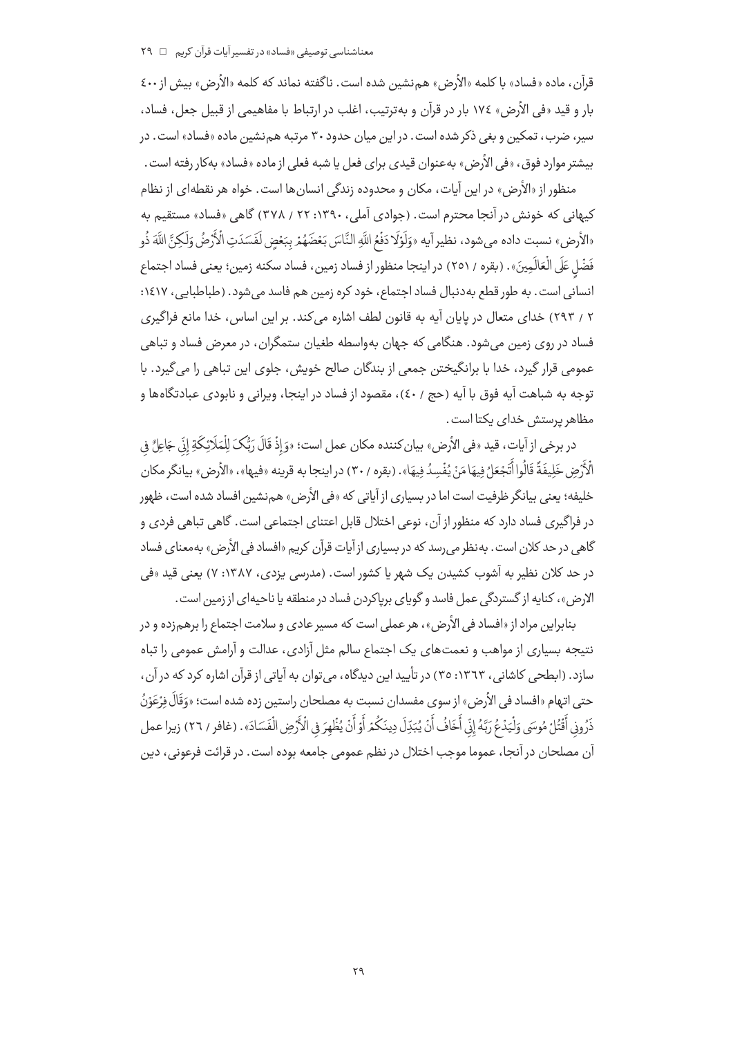قرآن، ماده «فساد» با کلمه «الأرض» هم‌نشین شده است. ناگفته نماند که کلمه «الأرض» بیش از ٤٠٠ بار و قید «فی الأرض» ١٧٤ بار در قرآن و به‌ترتیب، اغلب در ارتباط با مفاهیمی از قبیل جعل، فساد، سیر، ضرب، تمکین و بغی ذکر شده است. در این میان حدود ٣٠ مرتبه هم‌نشین ماده «فساد» است. در بیشتر موارد فوق، «فی الأرض» به‌عنوان قیدی برای فعل یا شبه فعلی از ماده «فساد» به‌کار رفته است.

منظور از «الأرض» در این آیات، مکان و محدوده زندگی انسان‌ها است. خواه هر نقطه‌ای از نظام کیهانی که خونش در آنجا محترم است. (جوادی آملی، ١٣٩٠: ٢٢ / ٣٧٨) گاهی «فساد» مستقیم به «الأرض» نسبت داده می‌شود، نظیر آیه «وَلَوْلَا دَفْعُ اللَّهِ النَّاسَ بَعْضَهُمْ بِبَعْضٍ لَفَسَدَتِ الْأَرْضُ وَلَكِنَّ اللَّهَ ذُو فَضْلٍ عَلَى الْعَالَمِينَ». (بقره / ٢٥١) در اینجا منظور از فساد زمین، فساد سکنه زمین؛ یعنی فساد اجتماع انسانی است. به طور قطع به‌دنبال فساد اجتماع، خود کره زمین هم فاسد می‌شود. (طباطبایی، ١٤١٧: ٢ / ٢٩٣) خدای متعال در پایان آیه به قانون لطف اشاره می‌کند. بر این اساس، خدا مانع فراگیری فساد در روی زمین می‌شود. هنگامی که جهان به‌واسطه طغیان ستمگران، در معرض فساد و تباهی عمومی قرار گیرد، خدا با برانگیختن جمعی از بندگان صالح خویش، جلوی این تباهی را می‌گیرد. با توجه به شباهت آیه فوق با آیه (حج / ٤٠)، مقصود از فساد در اینجا، ویرانی و نابودی عبادتگاه‌ها و مظاهر پرستش خدای یکتا است.

در برخی از آیات، قید «فی الأرض» بیان‌کننده مکان عمل است؛ «وَإِذْ قَالَ رَبُّكَ لِلْمَلَائِكَةِ إِنِّي جَاعِلٌ فِي الْأَرْضِ خَلِيفَةً قَالُوا أَتَجْعَلُ فِيهَا مَنْ يُفْسِدُ فِيهَا». (بقره / ٣٠) در اینجا به قرینه «فیها»، «الأرض» بیانگر مکان خلیفه؛ یعنی بیانگر ظرفیت است اما در بسیاری از آیاتی که «فی الأرض» هم‌نشین افساد شده است، ظهور در فراگیری فساد دارد که منظور از آن، نوعی اختلال قابل اعتنای اجتماعی است. گاهی تباهی فردی و گاهی در حد کلان است. به‌نظر می‌رسد که در بسیاری از آیات قرآن کریم «افساد فی الأرض» به‌معنای فساد در حد کلان نظیر به آشوب کشیدن یک شهر یا کشور است. (مدرسی یزدی، ١٣٨٧: ٧) یعنی قید «فی الارض»، کنایه از گستردگی عمل فاسد و گویای برپاکردن فساد در منطقه یا ناحیه‌ای از زمین است.

بنابراین مراد از «افساد فی الأرض»، هر عملی است که مسیر عادی و سلامت اجتماع را برهم‌زده و در نتیجه بسیاری از مواهب و نعمت‌های یک اجتماع سالم مثل آزادی، عدالت و آرامش عمومی را تباه سازد. (ابطحی کاشانی، ١٣٦٣: ٣٥) در تأیید این دیدگاه، می‌توان به آیاتی از قرآن اشاره کرد که در آن، حتی اتهام «افساد فی الأرض» از سوی مفسدان نسبت به مصلحان راستین زده شده است؛ «وَقَالَ فِرْعَوْنُ ذَرُونِي أَقْتُلْ مُوسَى وَلْيَدْعُ رَبَّهُ إِنِّي أَخَافُ أَنْ يُبَدِّلَ دِينَكُمْ أَوْ أَنْ يُظْهِرَ فِي الْأَرْضِ الْفَسَادَ». (غافر / ٢٦) زیرا عمل آن مصلحان در آنجا، عموما موجب اختلال در نظم عمومی جامعه بوده است. در قرائت فرعونی، دین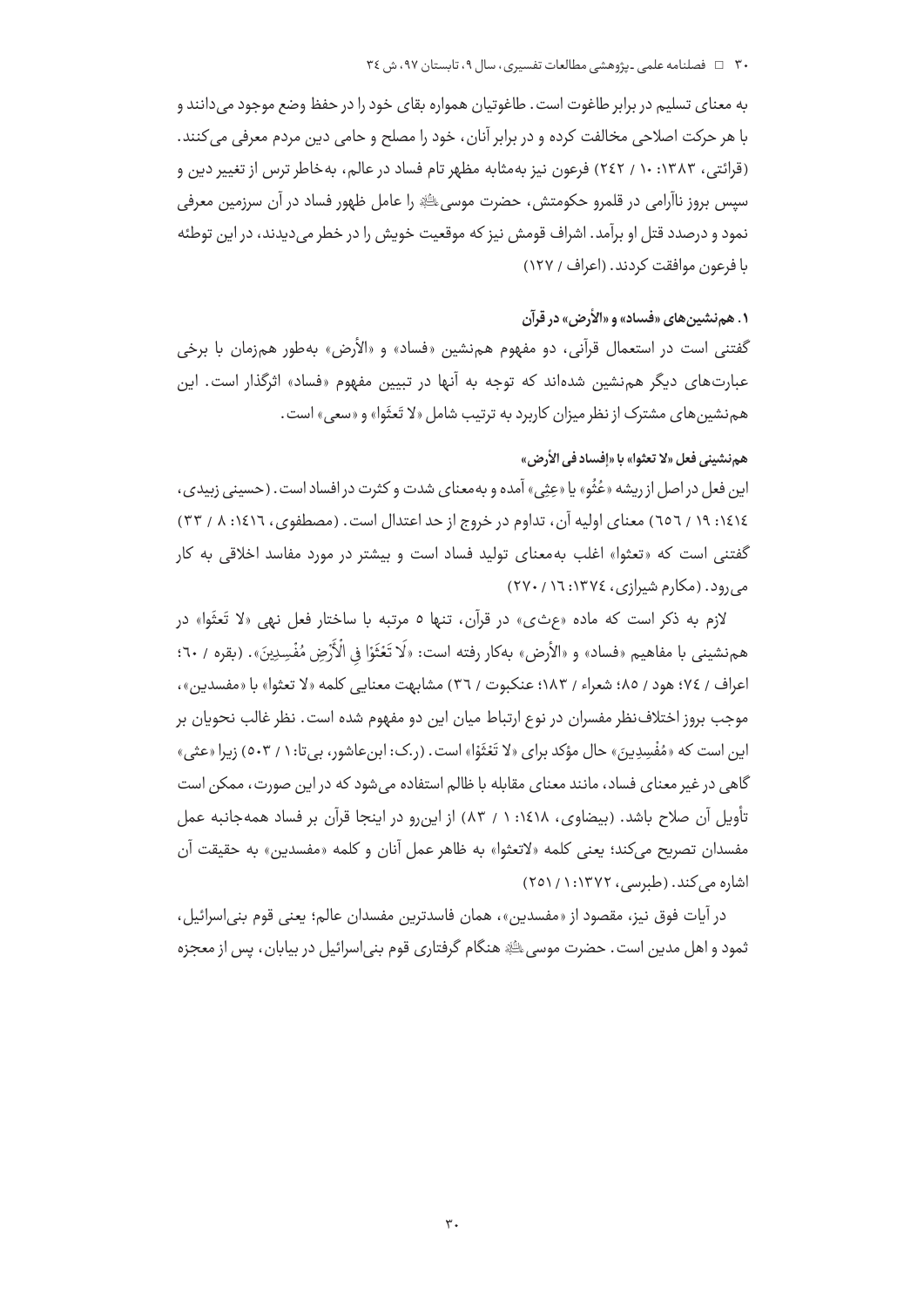به معنای تسلیم در برابر طاغوت است. طاغوتیان همواره بقای خود را در حفظ وضع موجود می‌دانند و با هر حرکت اصلاحی مخالفت کرده و در برابر آنان، خود را مصلح و حامی دین مردم معرفی می‌کنند. (قرائتی، ۱۳۸۳: ۱۰ / ۲۴۲) فرعون نیز به‌مثابه مظهر تام فساد در عالم، به‌خاطر ترس از تغییر دین و سپس بروز ناآرامی در قلمرو حکومتش، حضرت موسی علیه‌السلام را عامل ظهور فساد در آن سرزمین معرفی نمود و درصدد قتل او برآمد. اشراف قومش نیز که موقعیت خویش را در خطر می‌دیدند، در این توطئه با فرعون موافقت کردند. (اعراف / ۱۲۷)

### ۱. هم‌نشین‌های «فساد» و «الأرض» در قرآن

گفتنی است در استعمال قرآنی، دو مفهوم هم‌نشین «فساد» و «الأرض» به‌طور هم‌زمان با برخی عبارت‌های دیگر هم‌نشین شده‌اند که توجه به آنها در تبیین مفهوم «فساد» اثرگذار است. این هم‌نشین‌های مشترک از نظر میزان کاربرد به ترتیب شامل «لا تَعثَوا» و «سعی» است.

#### هم‌نشینی فعل «لا تعثوا» با «إفساد فی الأرض»

این فعل در اصل از ریشه «عُثُو» یا «عِثِی» آمده و به‌معنای شدت و کثرت در افساد است. (حسینی زبیدی، ۱۴۱۴: ۱۹ / ۶۵۶) معنای اولیه آن، تداوم در خروج از حد اعتدال است. (مصطفوی، ۱۴۱۶: ۸ / ۳۳) گفتنی است که «تعثوا» اغلب به‌معنای تولید فساد است و بیشتر در مورد مفاسد اخلاقی به کار می‌رود. (مکارم شیرازی، ۱۳۷۴: ۱۶ / ۲۷۰)

لازم به ذکر است که ماده «ع‌ث‌ی» در قرآن، تنها ۵ مرتبه با ساختار فعل نهی «لا تَعثَوا» در هم‌نشینی با مفاهیم «فساد» و «الأرض» به‌کار رفته است: «لَا تَعْثَوْا فِي الْأَرْضِ مُفْسِدِينَ». (بقره / ۶۰؛ اعراف / ۷۴؛ هود / ۸۵؛ شعراء / ۱۸۳؛ عنکبوت / ۳۶) مشابهت معنایی کلمه «لا تعثوا» با «مفسدین»، موجب بروز اختلاف‌نظر مفسران در نوع ارتباط میان این دو مفهوم شده است. نظر غالب نحویان بر این است که «مُفْسِدِينَ» حال مؤکد برای «لا تَعْثَوْا» است. (ر.ک: ابن‌عاشور، بی‌تا: ۱ / ۵۰۳) زیرا «عثی» گاهی در غیر معنای فساد، مانند معنای مقابله با ظالم استفاده می‌شود که در این صورت، ممکن است تأویل آن صلاح باشد. (بیضاوی، ۱۴۱۸: ۱ / ۸۳) از این‌رو در اینجا قرآن بر فساد همه‌جانبه عمل مفسدان تصریح می‌کند؛ یعنی کلمه «لاتعثوا» به ظاهر عمل آنان و کلمه «مفسدین» به حقیقت آن اشاره می‌کند. (طبرسی، ۱۳۷۲: ۱ / ۲۵۱)

در آیات فوق نیز، مقصود از «مفسدین»، همان فاسدترین مفسدان عالم؛ یعنی قوم بنی‌اسرائیل، ثمود و اهل مدین است. حضرت موسی علیه‌السلام هنگام گرفتاری قوم بنی‌اسرائیل در بیابان، پس از معجزه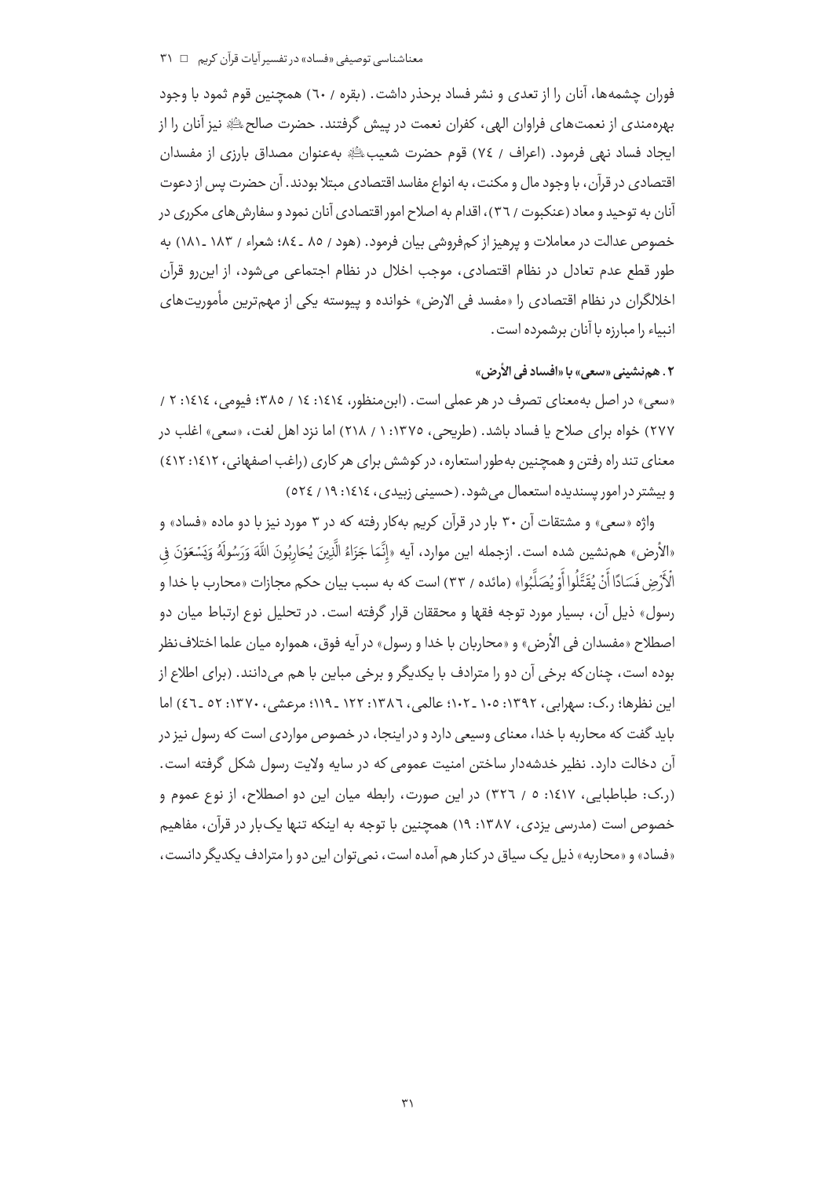فوران چشمه‌ها، آنان را از تعدی و نشر فساد برحذر داشت. (بقره / ٦٠) همچنین قوم ثمود با وجود بهره‌مندی از نعمت‌های فراوان الهی، کفران نعمت در پیش گرفتند. حضرت صالح ﷺ نیز آنان را از ایجاد فساد نهی فرمود. (اعراف / ٧٤) قوم حضرت شعیب ﷺ به‌عنوان مصداق بارزی از مفسدان اقتصادی در قرآن، با وجود مال و مکنت، به انواع مفاسد اقتصادی مبتلا بودند. آن حضرت پس از دعوت آنان به توحید و معاد (عنکبوت / ٣٦)، اقدام به اصلاح امور اقتصادی آنان نمود و سفارش‌های مکرری در خصوص عدالت در معاملات و پرهیز از کم‌فروشی بیان فرمود. (هود / ٨٥ ـ ٨٤؛ شعراء / ١٨٣ ـ ١٨١) به طور قطع عدم تعادل در نظام اقتصادی، موجب اخلال در نظام اجتماعی می‌شود، از این‌رو قرآن اخلالگران در نظام اقتصادی را «مفسد فی الارض» خوانده و پیوسته یکی از مهم‌ترین مأموریت‌های انبیاء را مبارزه با آنان برشمرده است.

### ۲. هم‌نشینی «سعی» با «افساد فی الأرض»

«سعی» در اصل به‌معنای تصرف در هر عملی است. (ابن‌منظور، ١٤١٤: ١٤ / ٣٨٥؛ فیومی، ١٤١٤: ٢ / ٢٧٧) خواه برای صلاح یا فساد باشد. (طریحی، ١٣٧٥: ١ / ٢١٨) اما نزد اهل لغت، «سعی» اغلب در معنای تند راه رفتن و همچنین به‌طور استعاره، در کوشش برای هر کاری (راغب اصفهانی، ١٤١٢: ٤١٢) و بیشتر در امور پسندیده استعمال می‌شود. (حسینی زبیدی، ١٤١٤: ١٩ / ٥٢٤)

واژه «سعی» و مشتقات آن ٣٠ بار در قرآن کریم به‌کار رفته که در ٣ مورد نیز با دو ماده «فساد» و «الأرض» هم‌نشین شده است. ازجمله این موارد، آیه «إِنَّمَا جَزَاءُ الَّذِينَ يُحَارِبُونَ اللَّهَ وَرَسُولَهُ وَيَسْعَوْنَ فِي الْأَرْضِ فَسَادًا أَنْ يُقَتَّلُوا أَوْ يُصَلَّبُوا» (مائده / ٣٣) است که به سبب بیان حکم مجازات «محارب با خدا و رسول» ذیل آن، بسیار مورد توجه فقها و محققان قرار گرفته است. در تحلیل نوع ارتباط میان دو اصطلاح «مفسدان فی الأرض» و «محاربان با خدا و رسول» در آیه فوق، همواره میان علما اختلاف‌نظر بوده است، چنان‌که برخی آن دو را مترادف با یکدیگر و برخی مباین با هم می‌دانند. (برای اطلاع از این نظرها؛ ر.ک: سهرابی، ١٣٩٢: ١٠٥ ـ ١٠٢؛ عالمی، ١٣٨٦: ١٢٢ ـ ١١٩؛ مرعشی، ١٣٧٠: ٥٢ ـ ٤٦) اما باید گفت که محاربه با خدا، معنای وسیعی دارد و در اینجا، در خصوص مواردی است که رسول نیز در آن دخالت دارد. نظیر خدشه‌دار ساختن امنیت عمومی که در سایه ولایت رسول شکل گرفته است. (ر.ک: طباطبایی، ١٤١٧: ٥ / ٣٢٦) در این صورت، رابطه میان این دو اصطلاح، از نوع عموم و خصوص است (مدرسی یزدی، ١٣٨٧: ١٩) همچنین با توجه به اینکه تنها یک‌بار در قرآن، مفاهیم «فساد» و «محاربه» ذیل یک سیاق در کنار هم آمده است، نمی‌توان این دو را مترادف یکدیگر دانست،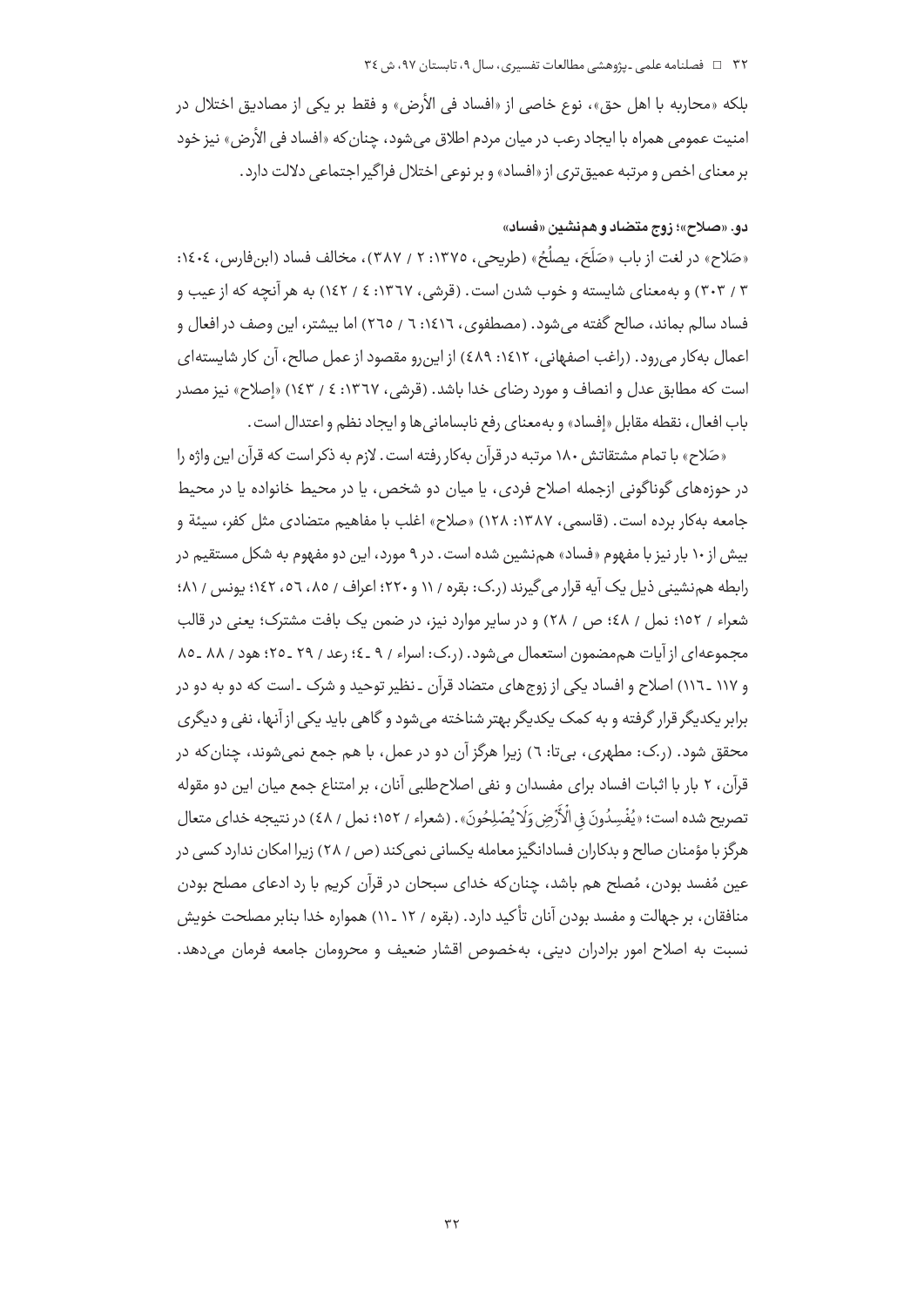بلکه «محاربه با اهل حق»، نوع خاصی از «افساد فی الأرض» و فقط بر یکی از مصادیق اختلال در امنیت عمومی همراه با ایجاد رعب در میان مردم اطلاق می‌شود، چنان‌که «افساد فی الأرض» نیز خود بر معنای اخص و مرتبه عمیق‌تری از «افساد» و بر نوعی اختلال فراگیر اجتماعی دلالت دارد.

#### دو. «صلاح»؛ زوج متضاد و هم‌نشین «فساد»

«صَلاح» در لغت از باب «صَلَحَ، یصلُحُ» (طریحی، ۱۳۷۵: ۲ / ۳۸۷)، مخالف فساد (ابن‌فارس، ۱٤۰٤: ۳ / ۳۰۳) و به‌معنای شایسته و خوب شدن است. (قرشی، ۱۳٦۷: ٤ / ۱٤۲) به هر آنچه که از عیب و فساد سالم بماند، صالح گفته می‌شود. (مصطفوی، ۱٤۱٦: ٦ / ۲٦٥) اما بیشتر، این وصف در افعال و اعمال به‌کار می‌رود. (راغب اصفهانی، ۱٤۱۲: ٤۸۹) از این‌رو مقصود از عمل صالح، آن کار شایسته‌ای است که مطابق عدل و انصاف و مورد رضای خدا باشد. (قرشی، ۱۳٦۷: ٤ / ۱٤۳) «إصلاح» نیز مصدر باب افعال، نقطه مقابل «إفساد» و به‌معنای رفع نابسامانی‌ها و ایجاد نظم و اعتدال است.

«صَلاح» با تمام مشتقاتش ۱۸۰ مرتبه در قرآن به‌کار رفته است. لازم به ذکر است که قرآن این واژه را در حوزه‌های گوناگونی ازجمله اصلاح فردی، یا میان دو شخص، یا در محیط خانواده یا در محیط جامعه به‌کار برده است. (قاسمی، ۱۳۸۷: ۱۲۸) «صلاح» اغلب با مفاهیم متضادی مثل کفر، سیئة و بیش از ۱۰ بار نیز با مفهوم «فساد» هم‌نشین شده است. در ۹ مورد، این دو مفهوم به شکل مستقیم در رابطه هم‌نشینی ذیل یک آیه قرار می‌گیرند (ر.ک: بقره / ۱۱ و ۲۲۰؛ اعراف / ۸٥، ٥٦، ۱٤۲؛ یونس / ۸۱؛ شعراء / ۱٥۲؛ نمل / ٤۸؛ ص / ۲۸) و در سایر موارد نیز، در ضمن یک بافت مشترک؛ یعنی در قالب مجموعه‌ای از آیات هم‌مضمون استعمال می‌شود. (ر.ک: اسراء / ۹ ـ ٤؛ رعد / ۲۹ ـ ۲٥؛ هود / ۸۸ ـ ۸٥ و ۱۱۷ ـ ۱۱٦) اصلاح و افساد یکی از زوج‌های متضاد قرآن ـ نظیر توحید و شرک ـ است که دو به دو در برابر یکدیگر قرار گرفته و به کمک یکدیگر بهتر شناخته می‌شود و گاهی باید یکی از آنها، نفی و دیگری محقق شود. (ر.ک: مطهری، بی‌تا: ٦) زیرا هرگز آن دو در عمل، با هم جمع نمی‌شوند، چنان‌که در قرآن، ۲ بار با اثبات افساد برای مفسدان و نفی اصلاح‌طلبی آنان، بر امتناع جمع میان این دو مقوله تصریح شده است؛ «یُفْسِدُونَ فِی الْأَرْضِ وَلَا یُصْلِحُونَ». (شعراء / ۱٥۲؛ نمل / ٤۸) در نتیجه خدای متعال هرگز با مؤمنان صالح و بدکاران فسادانگیز معامله یکسانی نمی‌کند (ص / ۲۸) زیرا امکان ندارد کسی در عین مُفسد بودن، مُصلح هم باشد، چنان‌که خدای سبحان در قرآن کریم با رد ادعای مصلح بودن منافقان، بر جهالت و مفسد بودن آنان تأکید دارد. (بقره / ۱۲ ـ ۱۱) همواره خدا بنابر مصلحت خویش نسبت به اصلاح امور برادران دینی، به‌خصوص اقشار ضعیف و محرومان جامعه فرمان می‌دهد.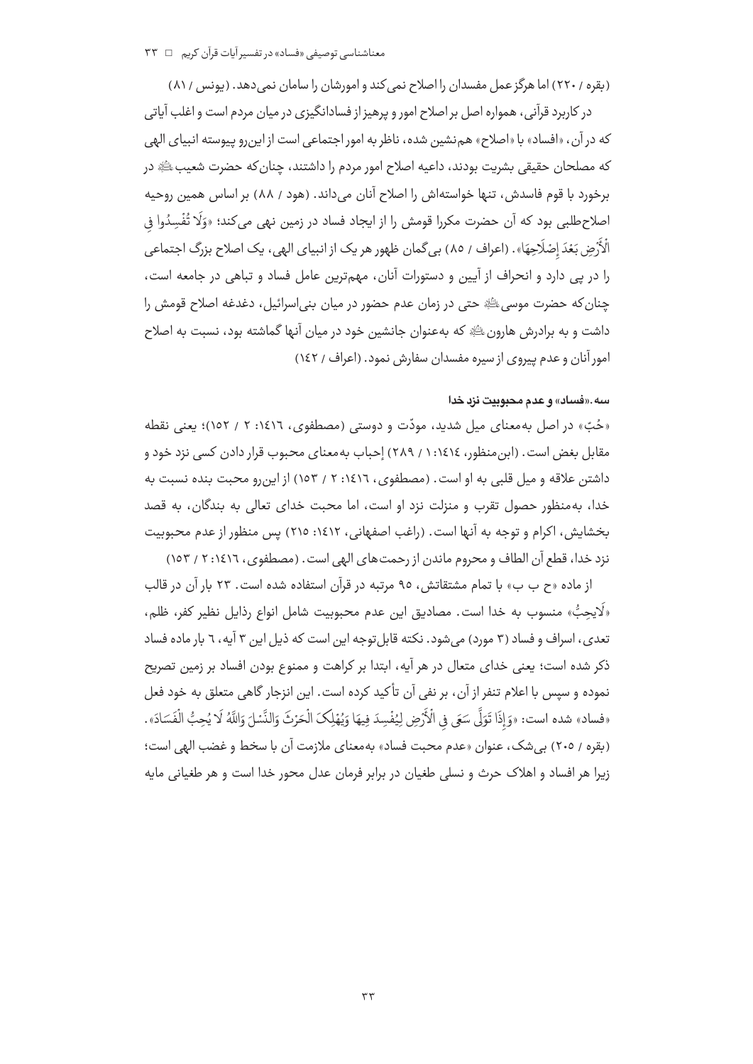(بقره / ۲۲۰) اما هرگز عمل مفسدان را اصلاح نمی‌کند و امورشان را سامان نمی‌دهد. (یونس / ۸۱)

در کاربرد قرآنی، همواره اصل بر اصلاح امور و پرهیز از فسادانگیزی در میان مردم است و اغلب آیاتی که در آن، «افساد» با «اصلاح» هم‌نشین شده، ناظر به امور اجتماعی است از این‌رو پیوسته انبیای الهی که مصلحان حقیقی بشریت بودند، داعیه اصلاح امور مردم را داشتند، چنان‌که حضرت شعیب ﷺ در برخورد با قوم فاسدش، تنها خواسته‌اش را اصلاح آنان می‌داند. (هود / ۸۸) بر اساس همین روحیه اصلاح‌طلبی بود که آن حضرت مکررا قومش را از ایجاد فساد در زمین نهی می‌کند؛ «وَلَا تُفْسِدُوا فِي الْأَرْضِ بَعْدَ إِصْلَاحِهَا». (اعراف / ۸۵) بی‌گمان ظهور هر یک از انبیای الهی، یک اصلاح بزرگ اجتماعی را در پی دارد و انحراف از آیین و دستورات آنان، مهم‌ترین عامل فساد و تباهی در جامعه است، چنان‌که حضرت موسی ﷺ حتی در زمان عدم حضور در میان بنی‌اسرائیل، دغدغه اصلاح قومش را داشت و به برادرش هارون ﷺ که به‌عنوان جانشین خود در میان آنها گماشته بود، نسبت به اصلاح امور آنان و عدم پیروی از سیره مفسدان سفارش نمود. (اعراف / ۱۴۲)

#### سه. «فساد» و عدم محبوبیت نزد خدا

«حُبّ» در اصل به‌معنای میل شدید، مودّت و دوستی (مصطفوی، ۱۴۱۶: ۲ / ۱۵۲)؛ یعنی نقطه مقابل بغض است. (ابن‌منظور، ۱۴۱۴: ۱ / ۲۸۹) إحباب به‌معنای محبوب قرار دادن کسی نزد خود و داشتن علاقه و میل قلبی به او است. (مصطفوی، ۱۴۱۶: ۲ / ۱۵۳) از این‌رو محبت بنده نسبت به خدا، به‌منظور حصول تقرب و منزلت نزد او است، اما محبت خدای تعالی به بندگان، به قصد بخشایش، اکرام و توجه به آنها است. (راغب اصفهانی، ۱۴۱۲: ۲۱۵) پس منظور از عدم محبوبیت نزد خدا، قطع آن الطاف و محروم ماندن از رحمت‌های الهی است. (مصطفوی، ۱۴۱۶: ۲ / ۱۵۳)

از ماده «ح ب ب» با تمام مشتقاتش، ۹۵ مرتبه در قرآن استفاده شده است. ۲۳ بار آن در قالب «لَايحِبُّ» منسوب به خدا است. مصادیق این عدم محبوبیت شامل انواع رذایل نظیر کفر، ظلم، تعدی، اسراف و فساد (۳ مورد) می‌شود. نکته قابل‌توجه این است که ذیل این ۳ آیه، ۶ بار ماده فساد ذکر شده است؛ یعنی خدای متعال در هر آیه، ابتدا بر کراهت و ممنوع بودن افساد بر زمین تصریح نموده و سپس با اعلام تنفر از آن، بر نفی آن تأکید کرده است. این انزجار گاهی متعلق به خود فعل «فساد» شده است: «وَإِذَا تَوَلَّى سَعَى فِي الْأَرْضِ لِيُفْسِدَ فِيهَا وَيُهْلِكَ الْحَرْثَ وَالنَّسْلَ وَاللَّهُ لَا يُحِبُّ الْفَسَادَ». (بقره / ۲۰۵) بی‌شک، عنوان «عدم محبت فساد» به‌معنای ملازمت آن با سخط و غضب الهی است؛ زیرا هر افساد و اهلاک حرث و نسلی طغیان در برابر فرمان عدل محور خدا است و هر طغیانی مایه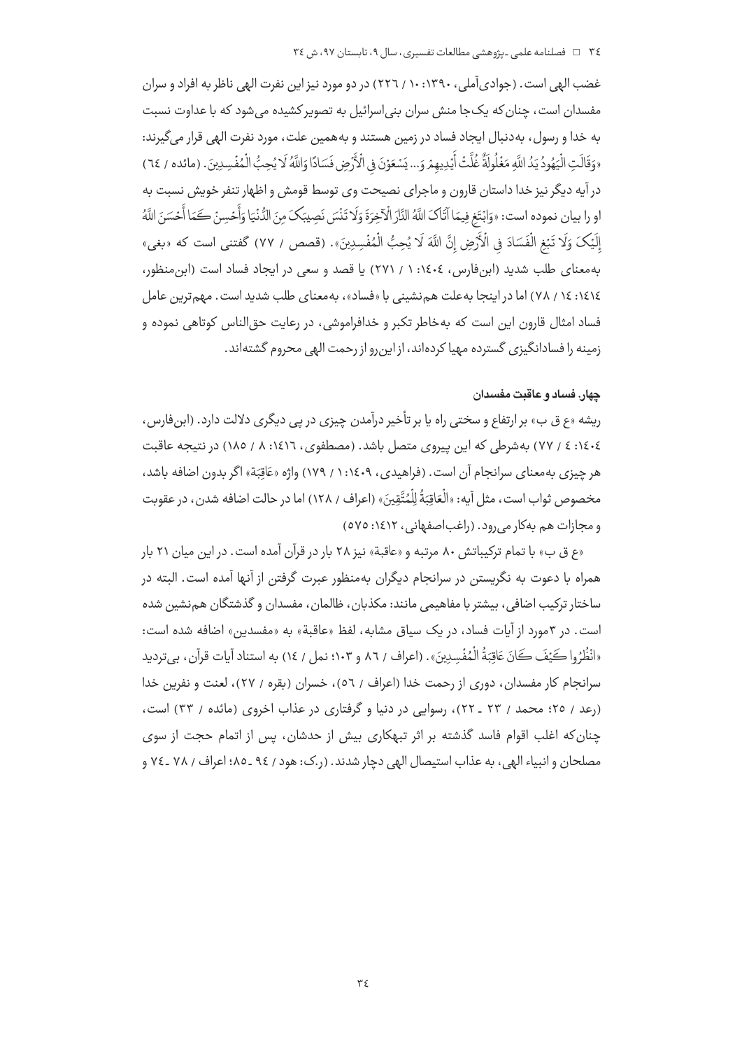غضب الهی است. (جوادی‌آملی، ۱۳۹۰: ۱۰ / ۲۲۶) در دو مورد نیز این نفرت الهی ناظر به افراد و سران مفسدان است، چنان‌که یک‌جا منش سران بنی‌اسرائیل به تصویرکشیده می‌شود که با عداوت نسبت به خدا و رسول، به‌دنبال ایجاد فساد در زمین هستند و به‌همین علت، مورد نفرت الهی قرار می‌گیرند: «وَقَالَتِ الْيَهُودُ يَدُ اللَّهِ مَغْلُولَةٌ غُلَّتْ أَيْدِيهِمْ وَ... يَسْعَوْنَ فِي الْأَرْضِ فَسَادًا وَاللَّهُ لَا يُحِبُّ الْمُفْسِدِينَ. (مائده / ٦٤) در آیه دیگر نیز خدا داستان قارون و ماجرای نصیحت وی توسط قومش و اظهار تنفر خویش نسبت به او را بیان نموده است: «وَابْتَغِ فِيمَا آتَاكَ اللَّهُ الدَّارَ الْآخِرَةَ وَلَا تَنْسَ نَصِيبَكَ مِنَ الدُّنْيَا وَأَحْسِنْ كَمَا أَحْسَنَ اللَّهُ إِلَيْكَ وَلَا تَبْغِ الْفَسَادَ فِي الْأَرْضِ إِنَّ اللَّهَ لَا يُحِبُّ الْمُفْسِدِينَ». (قصص / ۷۷) گفتنی است که «بغی» به‌معنای طلب شدید (ابن‌فارس، ١٤٠٤: ١ / ٢٧١) یا قصد و سعی در ایجاد فساد است (ابن‌منظور، ١٤١٤: ١٤ / ٧٨) اما در اینجا به‌علت هم‌نشینی با «فساد»، به‌معنای طلب شدید است. مهم‌ترین عامل فساد امثال قارون این است که به‌خاطر تکبر و خدافراموشی، در رعایت حق‌الناس کوتاهی نموده و زمینه را فسادانگیزی گسترده مهیا کرده‌اند، از این‌رو از رحمت الهی محروم گشته‌اند.

### چهار. فساد و عاقبت مفسدان

ریشه «ع ق ب» بر ارتفاع و سختی راه یا بر تأخیر درآمدن چیزی در پی دیگری دلالت دارد. (ابن‌فارس، ١٤٠٤: ٤ / ٧٧) به‌شرطی که این پیروی متصل باشد. (مصطفوی، ١٤١٦: ٨ / ١٨٥) در نتیجه عاقبت هر چیزی به‌معنای سرانجام آن است. (فراهیدی، ١٤٠٩: ١ / ١٧٩) واژه «عَاقِبَة» اگر بدون اضافه باشد، مخصوص ثواب است، مثل آیه: «الْعَاقِبَةُ لِلْمُتَّقِينَ» (اعراف / ١٢٨) اما در حالت اضافه شدن، در عقوبت و مجازات هم به‌کار می‌رود. (راغب‌اصفهانی، ١٤١٢: ٥٧٥)

«ع ق ب» با تمام ترکیباتش ۸۰ مرتبه و «عاقبة» نیز ۲۸ بار در قرآن آمده است. در این میان ۲۱ بار همراه با دعوت به نگریستن در سرانجام دیگران به‌منظور عبرت گرفتن از آنها آمده است. البته در ساختار ترکیب اضافی، بیشتر با مفاهیمی مانند: مکذبان، ظالمان، مفسدان و گذشتگان هم‌نشین شده است. در ۳مورد از آیات فساد، در یک سیاق مشابه، لفظ «عاقبة» به «مفسدین» اضافه شده است: «انْظُرُوا كَيْفَ كَانَ عَاقِبَةُ الْمُفْسِدِينَ». (اعراف / ٨٦ و ١٠٣؛ نمل / ١٤) به استناد آیات قرآن، بی‌تردید سرانجام کار مفسدان، دوری از رحمت خدا (اعراف / ٥٦)، خسران (بقره / ٢٧)، لعنت و نفرین خدا (رعد / ٢٥؛ محمد / ٢٣ ـ ٢٢)، رسوایی در دنیا و گرفتاری در عذاب اخروی (مائده / ٣٣) است، چنان‌که اغلب اقوام فاسد گذشته بر اثر تبهکاری بیش از حدشان، پس از اتمام حجت از سوی مصلحان و انبیاء الهی، به عذاب استیصال الهی دچار شدند. (ر.ک: هود / ٩٤ ـ ٨٥؛ اعراف / ٧٨ ـ ٧٤ و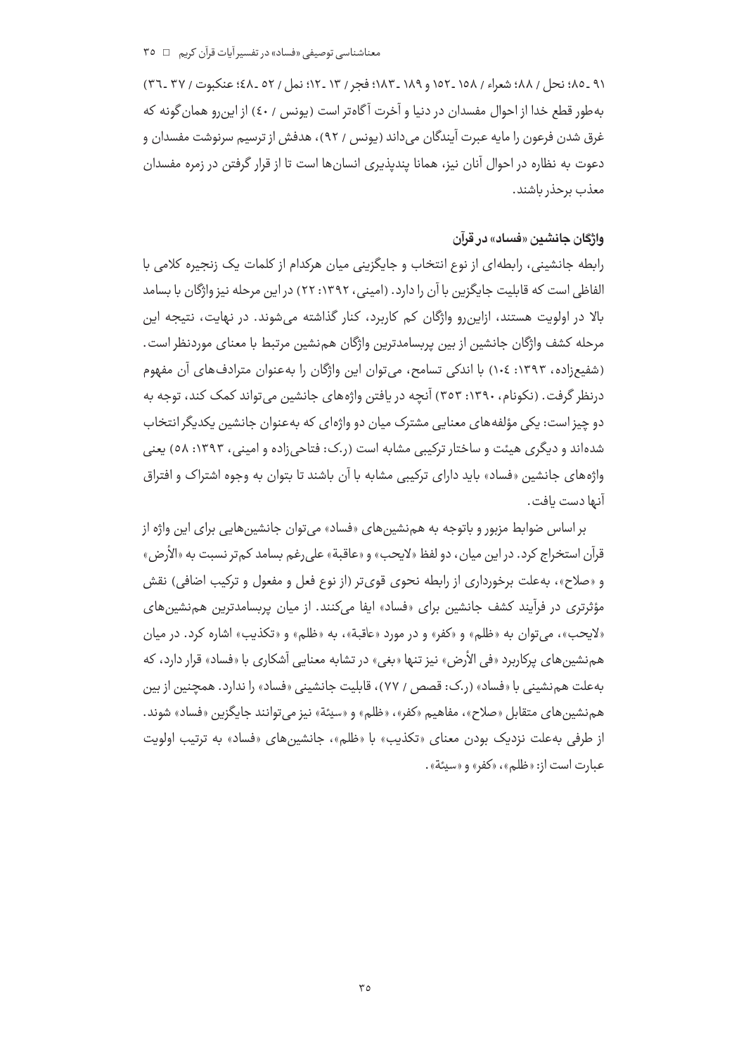۹۱ ـ ۸۵؛ نحل / ۸۸؛ شعراء / ۱۵۸ ـ ۱۵۲ و ۱۸۹ ـ ۱۸۳؛ فجر / ۱۳ ـ ۱۲؛ نمل / ۵۲ ـ ۴۸؛ عنکبوت / ۳۷ ـ ۳۶) به‌طور قطع خدا از احوال مفسدان در دنیا و آخرت آگاه‌تر است (یونس / ۴۰) از این‌رو همان‌گونه که غرق شدن فرعون را مایه عبرت آیندگان می‌داند (یونس / ۹۲)، هدفش از ترسیم سرنوشت مفسدان و دعوت به نظاره در احوال آنان نیز، همانا پندپذیری انسان‌ها است تا از قرار گرفتن در زمره مفسدان معذب برحذر باشند.

### واژگان جانشین «فساد» در قرآن

رابطه جانشینی، رابطه‌ای از نوع انتخاب و جایگزینی میان هرکدام از کلمات یک زنجیره کلامی با الفاظی است که قابلیت جایگزین با آن را دارد. (امینی، ۱۳۹۲: ۲۲) در این مرحله نیز واژگان با بسامد بالا در اولویت هستند، ازاین‌رو واژگان کم کاربرد، کنار گذاشته می‌شوند. در نهایت، نتیجه این مرحله کشف واژگان جانشین از بین پربسامدترین واژگان هم‌نشین مرتبط با معنای موردنظر است. (شفیع‌زاده، ۱۳۹۳: ۱۰۴) با اندکی تسامح، می‌توان این واژگان را به‌عنوان مترادف‌های آن مفهوم درنظر گرفت. (نکونام، ۱۳۹۰: ۳۵۳) آنچه در یافتن واژه‌های جانشین می‌تواند کمک کند، توجه به دو چیز است: یکی مؤلفه‌های معنایی مشترک میان دو واژه‌ای که به‌عنوان جانشین یکدیگر انتخاب شده‌اند و دیگری هیئت و ساختار ترکیبی مشابه است (ر.ک: فتاحی‌زاده و امینی، ۱۳۹۳: ۵۸) یعنی واژه‌های جانشین «فساد» باید دارای ترکیبی مشابه با آن باشند تا بتوان به وجوه اشتراک و افتراق آنها دست یافت.

بر اساس ضوابط مزبور و باتوجه به هم‌نشین‌های «فساد» می‌توان جانشین‌هایی برای این واژه از قرآن استخراج کرد. در این میان، دو لفظ «لایحب» و «عاقبة» علی‌رغم بسامد کم‌تر نسبت به «الأرض» و «صلاح»، به‌علت برخورداری از رابطه نحوی قوی‌تر (از نوع فعل و مفعول و ترکیب اضافی) نقش مؤثرتری در فرآیند کشف جانشین برای «فساد» ایفا می‌کنند. از میان پربسامدترین هم‌نشین‌های «لایحب»، می‌توان به «ظلم» و «کفر» و در مورد «عاقبة»، به «ظلم» و «تکذیب» اشاره کرد. در میان هم‌نشین‌های پرکاربرد «فی الأرض» نیز تنها «بغی» در تشابه معنایی آشکاری با «فساد» قرار دارد، که به‌علت هم‌نشینی با «فساد» (ر.ک: قصص / ۷۷)، قابلیت جانشینی «فساد» را ندارد. همچنین از بین هم‌نشین‌های متقابل «صلاح»، مفاهیم «کفر»، «ظلم» و «سیئة» نیز می‌توانند جایگزین «فساد» شوند. از طرفی به‌علت نزدیک بودن معنای «تکذیب» با «ظلم»، جانشین‌های «فساد» به ترتیب اولویت عبارت است از: «ظلم»، «کفر» و «سیئة».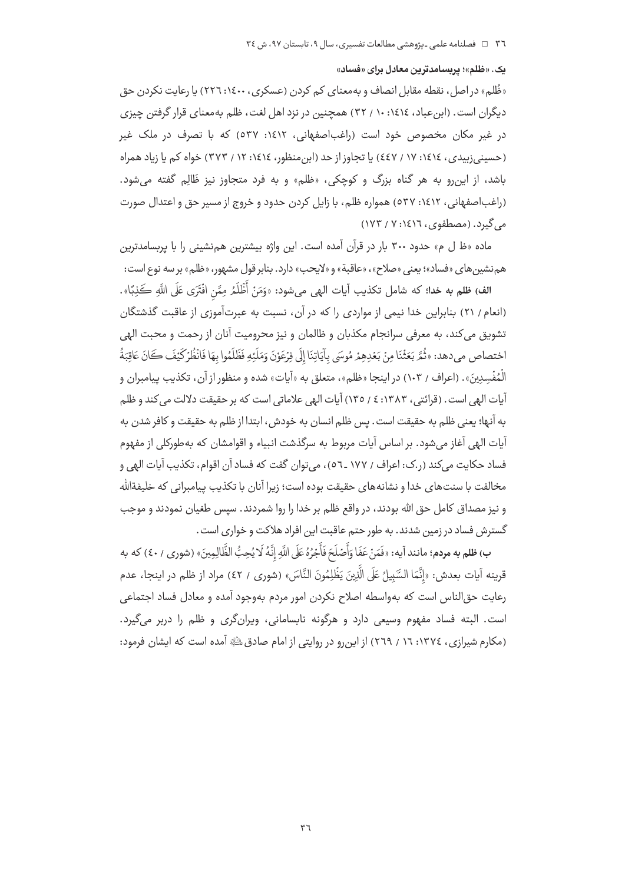**یک. «ظلم»؛ پربسامدترین معادل برای «فساد»**

«ظُلم» در اصل، نقطه مقابل انصاف و به‌معنای کم کردن (عسکری، ۱۴۰۰: ۲۲۶) یا رعایت نکردن حق دیگران است. (ابن‌عباد، ۱۴۱۴: ۱۰ / ۳۲) همچنین در نزد اهل لغت، ظلم به‌معنای قرار گرفتن چیزی در غیر مکان مخصوص خود است (راغب‌اصفهانی، ۱۴۱۲: ۵۳۷) که با تصرف در ملک غیر (حسینی‌زبیدی، ۱۴۱۴: ۱۷ / ۴۴۷) یا تجاوز از حد (ابن‌منظور، ۱۴۱۴: ۱۲ / ۳۷۳) خواه کم یا زیاد همراه باشد، از این‌رو به هر گناه بزرگ و کوچکی، «ظلم» و به فرد متجاوز نیز ظَالِم گفته می‌شود. (راغب‌اصفهانی، ۱۴۱۲: ۵۳۷) همواره ظلم، با زایل کردن حدود و خروج از مسیر حق و اعتدال صورت می‌گیرد. (مصطفوی، ۱۴۱۶: ۷ / ۱۷۳)

ماده «ظ ل م» حدود ۳۰۰ بار در قرآن آمده است. این واژه بیشترین هم‌نشینی را با پربسامدترین هم‌نشین‌های «فساد»؛ یعنی «صلاح»، «عاقبة» و «لایحب» دارد. بنابر قول مشهور، «ظلم» بر سه نوع است:

**الف) ظلم به خدا؛** که شامل تکذیب آیات الهی می‌شود: «وَمَنْ أَظْلَمُ مِمَّنِ افْتَرَى عَلَى اللَّهِ كَذِبًا». (انعام / ۲۱) بنابراین خدا نیمی از مواردی را که در آن، نسبت به عبرت‌آموزی از عاقبت گذشتگان تشویق می‌کند، به معرفی سرانجام مکذبان و ظالمان و نیز محرومیت آنان از رحمت و محبت الهی اختصاص می‌دهد: «ثُمَّ بَعَثْنَا مِنْ بَعْدِهِمْ مُوسَى بِآيَاتِنَا إِلَى فِرْعَوْنَ وَمَلَئِهِ فَظَلَمُوا بِهَا فَانْظُرْ كَيْفَ كَانَ عَاقِبَةُ الْمُفْسِدِينَ». (اعراف / ۱۰۳) در اینجا «ظلم»، متعلق به «آیات» شده و منظور از آن، تکذیب پیامبران و آیات الهی است. (قرائتی، ۱۳۸۳: ۴ / ۱۳۵) آیات الهی علاماتی است که بر حقیقت دلالت می‌کند و ظلم به آنها؛ یعنی ظلم به حقیقت است. پس ظلم انسان به خودش، ابتدا از ظلم به حقیقت و کافر شدن به آیات الهی آغاز می‌شود. بر اساس آیات مربوط به سرگذشت انبیاء و اقوامشان که به‌طورکلی از مفهوم فساد حکایت می‌کند (ر.ک: اعراف / ۱۷۷ ـ ۵۶)، می‌توان گفت که فساد آن اقوام، تکذیب آیات الهی و مخالفت با سنت‌های خدا و نشانه‌های حقیقت بوده است؛ زیرا آنان با تکذیب پیامبرانی که خلیفةالله و نیز مصداق کامل حق الله بودند، در واقع ظلم بر خدا را روا شمردند. سپس طغیان نمودند و موجب گسترش فساد در زمین شدند. به طور حتم عاقبت این افراد هلاکت و خواری است.

**ب) ظلم به مردم؛** مانند آیه: «فَمَنْ عَفَا وَأَصْلَحَ فَأَجْرُهُ عَلَى اللَّهِ إِنَّهُ لَا يُحِبُّ الظَّالِمِينَ» (شوری / ۴۰) که به قرینه آیات بعدش: «إِنَّمَا السَّبِيلُ عَلَى الَّذِينَ يَظْلِمُونَ النَّاسَ» (شوری / ۴۲) مراد از ظلم در اینجا، عدم رعایت حق‌الناس است که به‌واسطه اصلاح نکردن امور مردم به‌وجود آمده و معادل فساد اجتماعی است. البته فساد مفهوم وسیعی دارد و هرگونه نابسامانی، ویرانگری و ظلم را دربر می‌گیرد. (مکارم شیرازی، ۱۳۷۴: ۱۶ / ۲۶۹) از این‌رو در روایتی از امام صادق علیه‌السلام آمده است که ایشان فرمود: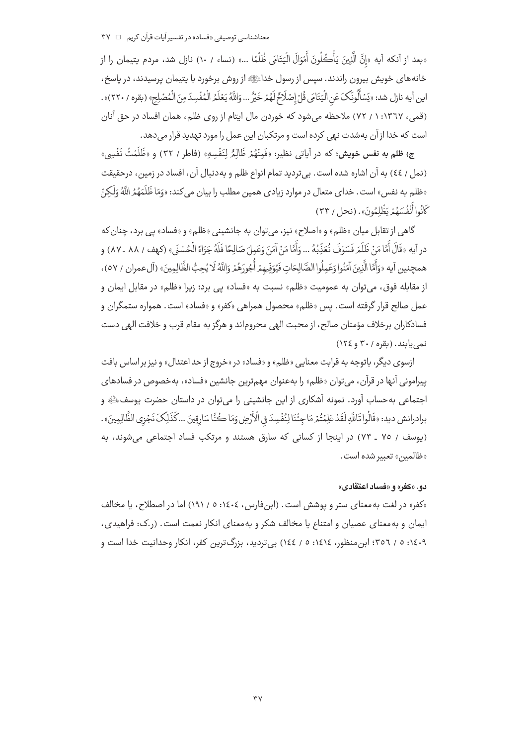«بعد از آنکه آیه «إِنَّ الَّذِینَ یَأْکُلُونَ أَمْوَالَ الْیَتَامَی ظُلْمًا ...» (نساء / ١٠) نازل شد، مردم یتیمان را از خانه‌های خویش بیرون راندند. سپس از رسول خدا ﷺ از روش برخورد با یتیمان پرسیدند، در پاسخ، این آیه نازل شد: «یَسْأَلُونَکَ عَنِ الْیَتَامَی قُلْ إِصْلَاحٌ لَهُمْ خَیْرٌ ... وَاللَّهُ یَعْلَمُ الْمُفْسِدَ مِنَ الْمُصْلِحِ» (بقره / ٢٢٠)». (قمی، ١٣٦٧: ١ / ٧٢) ملاحظه می‌شود که خوردن مال ایتام از روی ظلم، همان افساد در حق آنان است که خدا از آن به‌شدت نهی کرده است و مرتکبان این عمل را مورد تهدید قرار می‌دهد.

**ج) ظلم به نفس خویش**؛ که در آیاتی نظیر: «فَمِنْهُمْ ظَالِمٌ لِنَفْسِهِ» (فاطر / ٣٢) و «ظَلَمْتُ نَفْسِی» (نمل / ٤٤) به آن اشاره شده است. بی‌تردید تمام انواع ظلم و به‌دنبال آن، افساد در زمین، درحقیقت «ظلم به نفس» است. خدای متعال در موارد زیادی همین مطلب را بیان می‌کند: «وَمَا ظَلَمَهُمُ اللَّهُ وَلَکِنْ کَانُوا أَنْفُسَهُمْ یَظْلِمُونَ». (نحل / ٣٣)

گاهی از تقابل میان «ظلم» و «اصلاح» نیز، می‌توان به جانشینی «ظلم» و «فساد» پی برد، چنان‌که در آیه «قَالَ أَمَّا مَنْ ظَلَمَ فَسَوْفَ نُعَذِّبُهُ ... وَأَمَّا مَنْ آمَنَ وَعَمِلَ صَالِحًا فَلَهُ جَزَاءً الْحُسْنَی» (کهف / ٨٨ ـ ٨٧) و همچنین آیه «وَأَمَّا الَّذِینَ آمَنُوا وَعَمِلُوا الصَّالِحَاتِ فَیُوَفِّیهِمْ أُجُورَهُمْ وَاللَّهُ لَا یُحِبُّ الظَّالِمِینَ» (آل‌عمران / ٥٧)، از مقابله فوق، می‌توان به عمومیت «ظلم» نسبت به «فساد» پی برد؛ زیرا «ظلم» در مقابل ایمان و عمل صالح قرار گرفته است. پس «ظلم» محصول همراهی «کفر» و «فساد» است. همواره ستمگران و فسادکاران برخلاف مؤمنان صالح، از محبت الهی محروم‌اند و هرگز به مقام قرب و خلافت الهی دست نمی‌یابند. (بقره / ٣٠ و ١٢٤)

ازسوی دیگر، باتوجه به قرابت معنایی «ظلم» و «فساد» در «خروج از حد اعتدال» و نیز براساس بافت پیرامونی آنها در قرآن، می‌توان «ظلم» را به‌عنوان مهم‌ترین جانشین «فساد»، به‌خصوص در فسادهای اجتماعی به‌حساب آورد. نمونه آشکاری از این جانشینی را می‌توان در داستان حضرت یوسف ؑ و برادرانش دید: «قَالُوا تَاللَّهِ لَقَدْ عَلِمْتُمْ مَا جِئْنَا لِنُفْسِدَ فِی الْأَرْضِ وَمَا کُنَّا سَارِقِینَ ...کَذَلِکَ نَجْزِی الظَّالِمِینَ». (یوسف / ٧٥ ـ ٧٣) در اینجا از کسانی که سارق هستند و مرتکب فساد اجتماعی می‌شوند، به «ظالمین» تعبیر شده است.

#### دو. «کفر» و «فساد اعتقادی»

«کفر» در لغت به‌معنای ستر و پوشش است. (ابن‌فارس، ١٤٠٤: ٥ / ١٩١) اما در اصطلاح، یا مخالف ایمان و به‌معنای عصیان و امتناع یا مخالف شکر و به‌معنای انکار نعمت است. (ر.ک: فراهیدی، ١٤٠٩: ٥ / ٣٥٦؛ ابن‌منظور، ١٤١٤: ٥ / ١٤٤) بی‌تردید، بزرگ‌ترین کفر، انکار وحدانیت خدا است و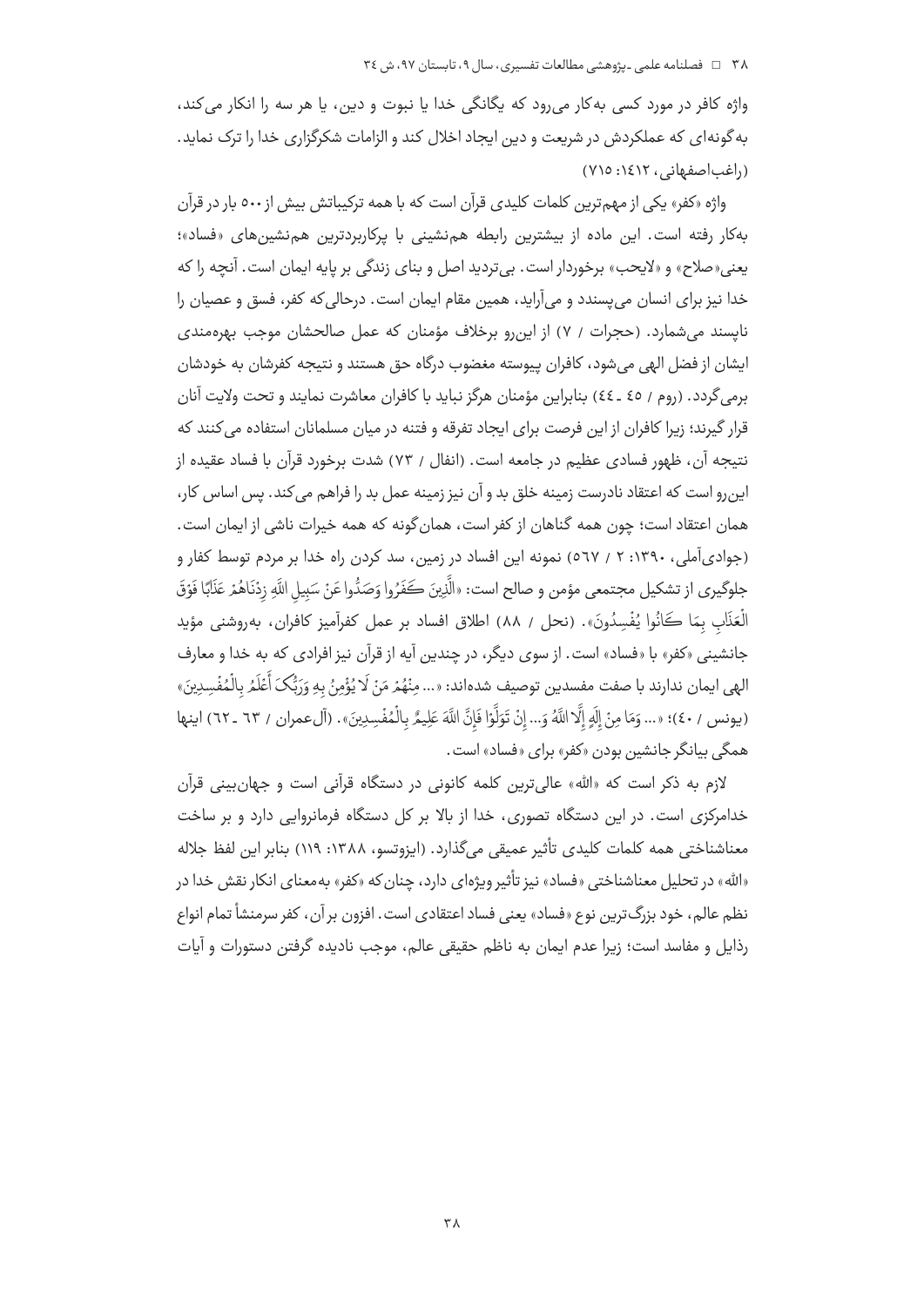واژه کافر در مورد کسی به‌کار می‌رود که یگانگی خدا یا نبوت و دین، یا هر سه را انکار می‌کند، به‌گونه‌ای که عملکردش در شریعت و دین ایجاد اخلال کند و الزامات شکرگزاری خدا را ترک نماید. (راغب‌اصفهانی، ۱۴۱۲: ۷۱۵)

واژه «کفر» یکی از مهم‌ترین کلمات کلیدی قرآن است که با همه ترکیباتش بیش از ۵۰۰ بار در قرآن به‌کار رفته است. این ماده از بیشترین رابطه هم‌نشینی با پرکاربردترین هم‌نشین‌های «فساد»؛ یعنی«صلاح» و «لایحب» برخوردار است. بی‌تردید اصل و بنای زندگی بر پایه ایمان است. آنچه را که خدا نیز برای انسان می‌پسندد و می‌آراید، همین مقام ایمان است. درحالی‌که کفر، فسق و عصیان را ناپسند می‌شمارد. (حجرات / ۷) از این‌رو برخلاف مؤمنان که عمل صالحشان موجب بهره‌مندی ایشان از فضل الهی می‌شود، کافران پیوسته مغضوب درگاه حق هستند و نتیجه کفرشان به خودشان برمی‌گردد. (روم / ۴۵ ـ ۴۴) بنابراین مؤمنان هرگز نباید با کافران معاشرت نمایند و تحت ولایت آنان قرار گیرند؛ زیرا کافران از این فرصت برای ایجاد تفرقه و فتنه در میان مسلمانان استفاده می‌کنند که نتیجه آن، ظهور فسادی عظیم در جامعه است. (انفال / ۷۳) شدت برخورد قرآن با فساد عقیده از این‌رو است که اعتقاد نادرست زمینه خلق بد و آن نیز زمینه عمل بد را فراهم می‌کند. پس اساس کار، همان اعتقاد است؛ چون همه گناهان از کفر است، همان‌گونه که همه خیرات ناشی از ایمان است. (جوادی‌آملی، ۱۳۹۰: ۲ / ۵۶۷) نمونه این افساد در زمین، سد کردن راه خدا بر مردم توسط کفار و جلوگیری از تشکیل مجتمعی مؤمن و صالح است: «الَّذِينَ كَفَرُوا وَصَدُّوا عَنْ سَبِيلِ اللَّهِ زِدْنَاهُمْ عَذَابًا فَوْقَ الْعَذَابِ بِمَا كَانُوا يُفْسِدُونَ». (نحل / ۸۸) اطلاق افساد بر عمل کفرآمیز کافران، به‌روشنی مؤید جانشینی «کفر» با «فساد» است. از سوی دیگر، در چندین آیه از قرآن نیز افرادی که به خدا و معارف الهی ایمان ندارند با صفت مفسدین توصیف شده‌اند: «... مِنْهُمْ مَنْ لَا يُؤْمِنُ بِهِ وَرَبُّكَ أَعْلَمُ بِالْمُفْسِدِينَ» (یونس / ۴۰)؛ «... وَمَا مِنْ إِلَٰهٍ إِلَّا اللَّهُ وَ... إِنْ تَوَلَّوْا فَإِنَّ اللَّهَ عَلِيمٌ بِالْمُفْسِدِينَ». (آل‌عمران / ۶۳ ـ ۶۲) اینها همگی بیانگر جانشین بودن «کفر» برای «فساد» است.

لازم به ذکر است که «الله» عالی‌ترین کلمه کانونی در دستگاه قرآنی است و جهان‌بینی قرآن خدامرکزی است. در این دستگاه تصوری، خدا از بالا بر کل دستگاه فرمانروایی دارد و بر ساخت معناشناختی همه کلمات کلیدی تأثیر عمیقی می‌گذارد. (ایزوتسو، ۱۳۸۸: ۱۱۹) بنابر این لفظ جلاله «الله» در تحلیل معناشناختی «فساد» نیز تأثیر ویژه‌ای دارد، چنان‌که «کفر» به‌معنای انکار نقش خدا در نظم عالم، خود بزرگ‌ترین نوع «فساد» یعنی فساد اعتقادی است. افزون بر آن، کفر سرمنشأ تمام انواع رذایل و مفاسد است؛ زیرا عدم ایمان به ناظم حقیقی عالم، موجب نادیده گرفتن دستورات و آیات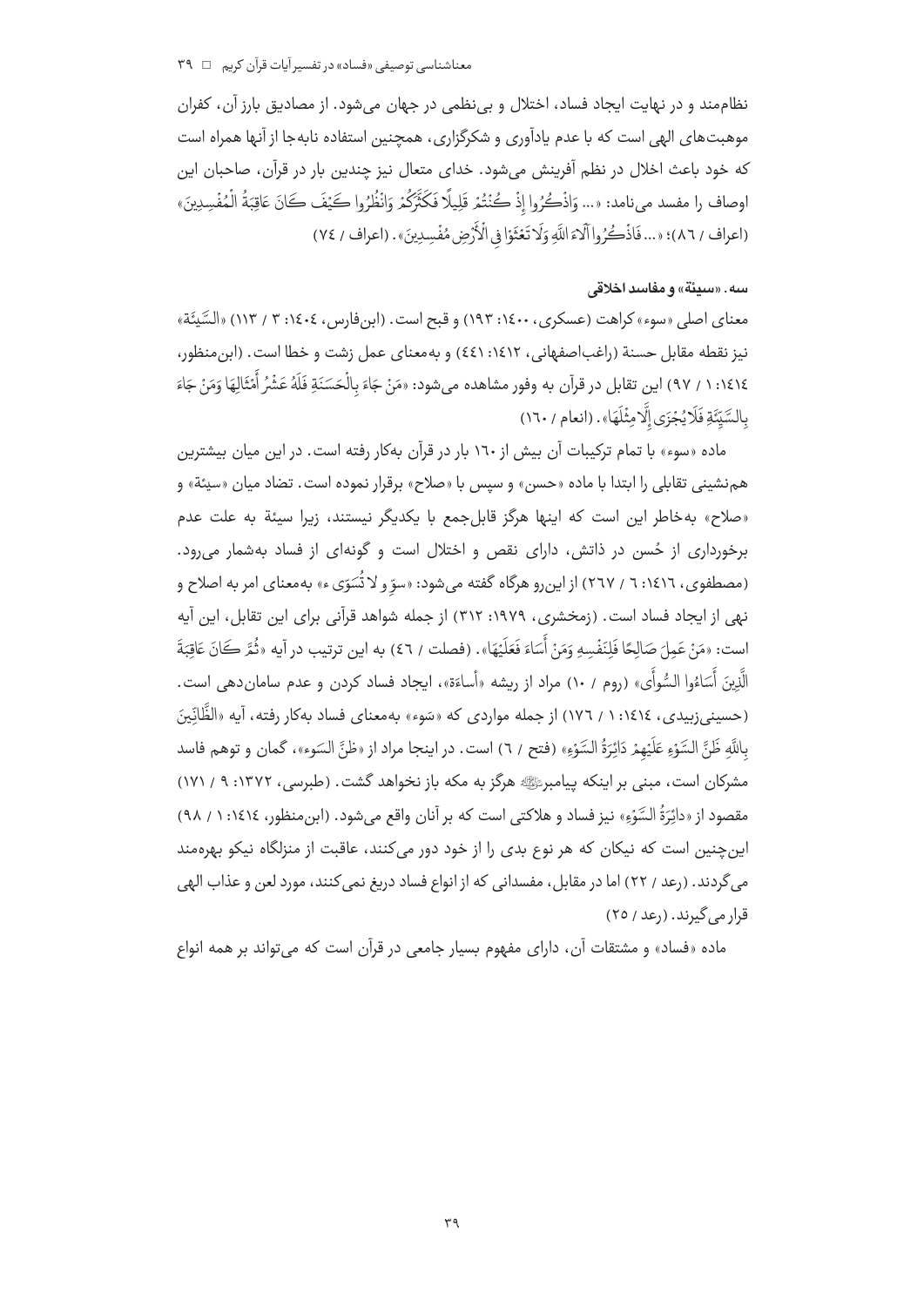نظام‌مند و در نهایت ایجاد فساد، اختلال و بی‌نظمی در جهان می‌شود. از مصادیق بارز آن، کفران موهبت‌های الهی است که با عدم یادآوری و شکرگزاری، همچنین استفاده نابه‌جا از آنها همراه است که خود باعث اخلال در نظم آفرینش می‌شود. خدای متعال نیز چندین بار در قرآن، صاحبان این اوصاف را مفسد می‌نامد: «... وَاذْكُرُوا إِذْ كُنْتُمْ قَلِيلًا فَكَثَّرَكُمْ وَانْظُرُوا كَيْفَ كَانَ عَاقِبَةُ الْمُفْسِدِينَ» (اعراف / ٨٦)؛ «... فَاذْكُرُوا آلَاءَ اللَّهِ وَلَا تَعْثَوْا فِي الْأَرْضِ مُفْسِدِينَ». (اعراف / ٧٤)

### سه. «سیئة» و مفاسد اخلاقی

معنای اصلی «سوء» کراهت (عسکری، ١٤٠٠: ١٩٣) و قبح است. (ابن‌فارس، ١٤٠٤: ٣ / ١١٣) «السَّيِّئَة» نیز نقطه مقابل حسنة (راغب‌اصفهانی، ١٤١٢: ٤٤١) و به‌معنای عمل زشت و خطا است. (ابن‌منظور، ١٤١٤: ١ / ٩٧) این تقابل در قرآن به وفور مشاهده می‌شود: «مَنْ جَاءَ بِالْحَسَنَةِ فَلَهُ عَشْرُ أَمْثَالِهَا وَمَنْ جَاءَ بِالسَّيِّئَةِ فَلَا يُجْزَى إِلَّا مِثْلَهَا». (انعام / ١٦٠)

ماده «سوء» با تمام ترکیبات آن بیش از ١٦٠ بار در قرآن به‌کار رفته است. در این میان بیشترین هم‌نشینی تقابلی را ابتدا با ماده «حسن» و سپس با «صلاح» برقرار نموده است. تضاد میان «سیئة» و «صلاح» به‌خاطر این است که اینها هرگز قابل‌جمع با یکدیگر نیستند، زیرا سیئة به علت عدم برخورداری از حُسن در ذاتش، دارای نقص و اختلال است و گونه‌ای از فساد به‌شمار می‌رود. (مصطفوی، ١٤١٦: ٦ / ٢٦٧) از این‌رو هرگاه گفته می‌شود: «سوِّ و لا تُسَوِّ ء» به‌معنای امر به اصلاح و نهی از ایجاد فساد است. (زمخشری، ١٩٧٩: ٣١٢) از جمله شواهد قرآنی برای این تقابل، این آیه است: «مَنْ عَمِلَ صَالِحًا فَلِنَفْسِهِ وَمَنْ أَسَاءَ فَعَلَيْهَا». (فصلت / ٤٦) به این ترتیب در آیه «ثُمَّ كَانَ عَاقِبَةَ الَّذِينَ أَسَاءُوا السُّوأَى» (روم / ١٠) مراد از ریشه «أساءة»، ایجاد فساد کردن و عدم سامان‌دهی است. (حسینی‌زبیدی، ١٤١٤: ١ / ١٧٦) از جمله مواردی که «سَوء» به‌معنای فساد به‌کار رفته، آیه «الظَّانِّينَ بِاللَّهِ ظَنَّ السَّوْءِ عَلَيْهِمْ دَائِرَةُ السَّوْءِ» (فتح / ٦) است. در اینجا مراد از «ظنّ السَوء»، گمان و توهم فاسد مشرکان است، مبنی بر اینکه پیامبر ﷺ هرگز به مکه باز نخواهد گشت. (طبرسی، ١٣٧٢: ٩ / ١٧١) مقصود از «دائِرَةُ السَّوْءِ» نیز فساد و هلاکتی است که بر آنان واقع می‌شود. (ابن‌منظور، ١٤١٤: ١ / ٩٨) این‌چنین است که نیکان که هر نوع بدی را از خود دور می‌کنند، عاقبت از منزلگاه نیکو بهره‌مند می‌گردند. (رعد / ٢٢) اما در مقابل، مفسدانی که از انواع فساد دریغ نمی‌کنند، مورد لعن و عذاب الهی قرار می‌گیرند. (رعد / ٢٥)

ماده «فساد» و مشتقات آن، دارای مفهوم بسیار جامعی در قرآن است که می‌تواند بر همه انواع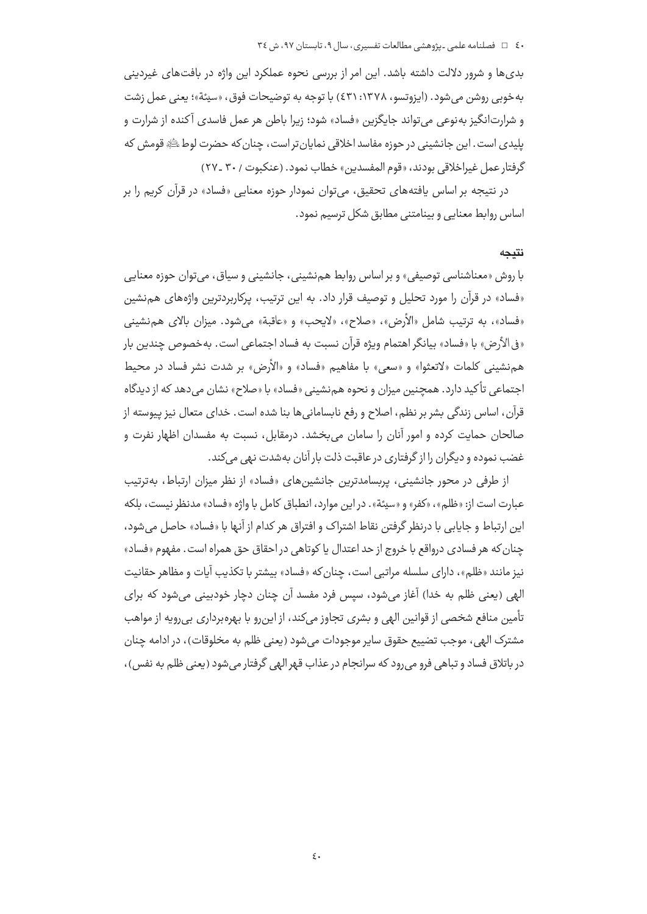بدی‌ها و شرور دلالت داشته باشد. این امر از بررسی نحوه عملکرد این واژه در بافت‌های غیردینی به‌خوبی روشن می‌شود. (ایزوتسو، ۱۳۷۸: ۴۳۱) با توجه به توضیحات فوق، «سیئة»؛ یعنی عمل زشت و شرارت‌انگیز به‌نوعی می‌تواند جایگزین «فساد» شود؛ زیرا باطن هر عمل فاسدی آکنده از شرارت و پلیدی است. این جانشینی در حوزه مفاسد اخلاقی نمایان‌تر است، چنان‌که حضرت لوط ﷺ قومش که گرفتار عمل غیراخلاقی بودند، «قوم المفسدین» خطاب نمود. (عنکبوت / ۳۰ ـ ۲۷)

در نتیجه بر اساس یافته‌های تحقیق، می‌توان نمودار حوزه معنایی «فساد» در قرآن کریم را بر اساس روابط معنایی و بینامتنی مطابق شکل ترسیم نمود.

## نتیجه

با روش «معناشناسی توصیفی» و بر اساس روابط هم‌نشینی، جانشینی و سیاق، می‌توان حوزه معنایی «فساد» در قرآن را مورد تحلیل و توصیف قرار داد. به این ترتیب، پرکاربردترین واژه‌های هم‌نشین «فساد»، به ترتیب شامل «الأرض»، «صلاح»، «لایحب» و «عاقبة» می‌شود. میزان بالای هم‌نشینی «فی الأرض» با «فساد» بیانگر اهتمام ویژه قرآن نسبت به فساد اجتماعی است. به‌خصوص چندین بار هم‌نشینی کلمات «لاتعثوا» و «سعی» با مفاهیم «فساد» و «الأرض» بر شدت نشر فساد در محیط اجتماعی تأکید دارد. همچنین میزان و نحوه هم‌نشینی «فساد» با «صلاح» نشان می‌دهد که از دیدگاه قرآن، اساس زندگی بشر بر نظم، اصلاح و رفع نابسامانی‌ها بنا شده است. خدای متعال نیز پیوسته از صالحان حمایت کرده و امور آنان را سامان می‌بخشد. درمقابل، نسبت به مفسدان اظهار نفرت و غضب نموده و دیگران را از گرفتاری در عاقبت ذلت بارِ آنان به‌شدت نهی می‌کند.

از طرفی در محور جانشینی، پربسامدترین جانشین‌های «فساد» از نظر میزان ارتباط، به‌ترتیب عبارت است از: «ظلم»، «کفر» و «سیئة». در این موارد، انطباق کامل با واژه «فساد» مدنظر نیست، بلکه این ارتباط و جایابی با درنظر گرفتن نقاط اشتراک و افتراق هر کدام از آنها با «فساد» حاصل می‌شود، چنان‌که هر فسادی درواقع با خروج از حد اعتدال یا کوتاهی در احقاق حق همراه است. مفهوم «فساد» نیز مانند «ظلم»، دارای سلسله مراتبی است، چنان‌که «فساد» بیشتر با تکذیب آیات و مظاهر حقانیت الهی (یعنی ظلم به خدا) آغاز می‌شود، سپس فرد مفسد آن چنان دچار خودبینی می‌شود که برای تأمین منافع شخصی از قوانین الهی و بشری تجاوز می‌کند، از این‌رو با بهره‌برداری بی‌رویه از مواهب مشترک الهی، موجب تضییع حقوق سایر موجودات می‌شود (یعنی ظلم به مخلوقات)، در ادامه چنان در باتلاق فساد و تباهی فرو می‌رود که سرانجام در عذاب قهر الهی گرفتار می‌شود (یعنی ظلم به نفس)،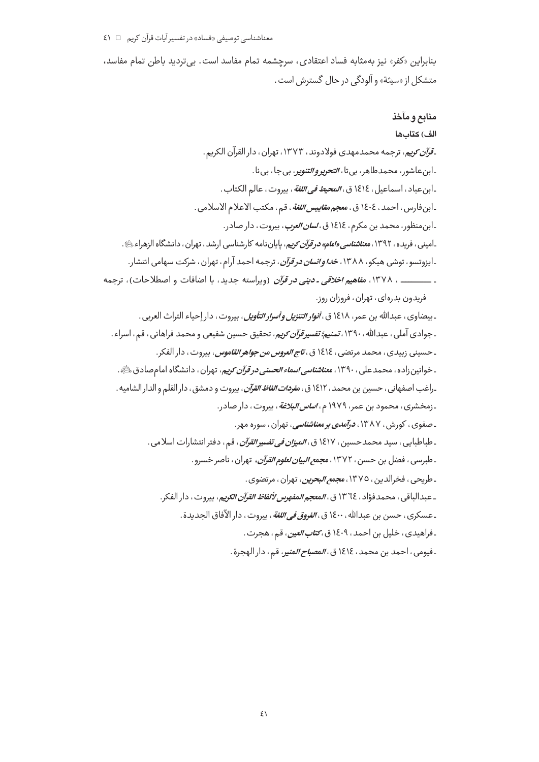بنابراین «کفر» نیز به‌مثابه فساد اعتقادی، سرچشمه تمام مفاسد است. بی‌تردید باطن تمام مفاسد، متشکل از «سیئة» و آلودگی در حال گسترش است.

## منابع و مآخذ

### الف) کتاب‌ها

- *قرآن کریم*، ترجمه محمدمهدی فولادوند، ۱۳۷۳، تهران، دار القرآن الکریم.
- ابن‌عاشور، محمدطاهر، بی‌تا، *التحریر والتنویر*، بی‌جا، بی‌نا.
- ابن‌عباد، اسماعیل، ۱۴۱۴ ق، *المحیط فی اللغة*، بیروت، عالم الکتاب.
- ابن‌فارس، احمد، ۱۴۰۴ ق، *معجم مقاییس اللغة*، قم، مکتب الاعلام الاسلامی.
- ابن‌منظور، محمد بن مکرم، ۱۴۱۴ ق، *لسان العرب*، بیروت، دار صادر.
- امینی، فریده، ۱۳۹۲، *معناشناسی «امام» در قرآن کریم*، پایان‌نامه کارشناسی ارشد، تهران، دانشگاه الزهراء ﷺ.
- ایزوتسو، توشی هیکو، ۱۳۸۸، *خدا و انسان در قرآن*، ترجمه احمد آرام، تهران، شرکت سهامی انتشار.
- ــــــــــ، ۱۳۷۸، *مفاهیم اخلاقی ـ دینی در قرآن* (ویراسته جدید، با اضافات و اصطلاحات)، ترجمه فریدون بدره‌ای، تهران، فروزان روز.
- بیضاوی، عبدالله بن عمر، ۱۴۱۸ ق، *أنوار التنزیل و أسرار التأویل*، بیروت، دار إحیاء التراث العربی.
- جوادی آملی، عبدالله، ۱۳۹۰، *تسنیم؛ تفسیر قرآن کریم*، تحقیق حسین شفیعی و محمد فراهانی، قم، اسراء.
- حسینی زبیدی، محمد مرتضی، ۱۴۱۴ ق، *تاج العروس من جواهر القاموس*، بیروت، دار الفکر.
- خوانین‌زاده، محمدعلی، ۱۳۹۰، *معناشناسی اسماء الحسنی در قرآن کریم*، تهران، دانشگاه امام‌صادق ﷺ.
- راغب اصفهانی، حسین بن محمد، ۱۴۱۲ ق، *مفردات الفاظ القرآن*، بیروت و دمشق، دار القلم و الدار الشامیه.
- زمخشری، محمود بن عمر، ۱۹۷۹ م، *اساس البلاغة*، بیروت، دار صادر.
- صفوی، کورش، ۱۳۸۷، *درآمدی بر معناشناسی*، تهران، سوره مهر.
- طباطبایی، سید محمدحسین، ۱۴۱۷ ق، *المیزان فی تفسیر القرآن*، قم، دفتر انتشارات اسلامی.
- طبرسی، فضل بن حسن، ۱۳۷۲، *مجمع البیان لعلوم القرآن*، تهران، ناصر خسرو.
- طریحی، فخرالدین، ۱۳۷۵، *مجمع البحرین*، تهران، مرتضوی.
- عبدالباقی، محمدفؤاد، ۱۳۶۴ ق، *المعجم المفهرس لألفاظ القرآن الکریم*، بیروت، دار الفکر.
- عسکری، حسن بن عبدالله، ۱۴۰۰ ق، *الفروق فی اللغة*، بیروت، دار الآفاق الجدیدة.
- فراهیدی، خلیل بن احمد، ۱۴۰۹ ق، *کتاب العین*، قم، هجرت.
- فیومی، احمد بن محمد، ۱۴۱۴ ق، *المصباح المنیر*، قم، دار الهجرة.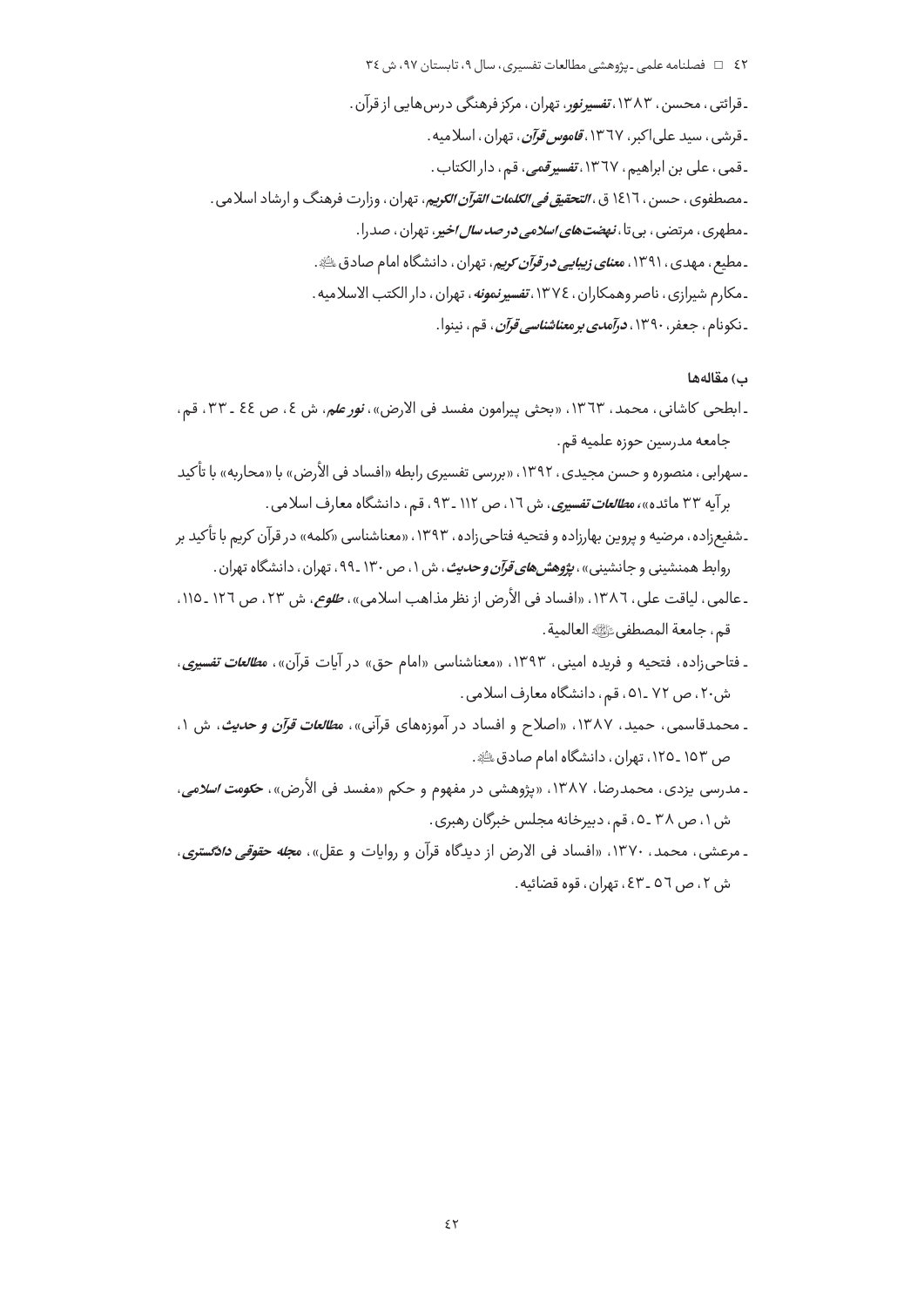- قرائتی، محسن، ۱۳۸۳، *تفسیر نور*، تهران، مرکز فرهنگی درس‌هایی از قرآن.
- قرشی، سید علی‌اکبر، ۱۳٦۷، *قاموس قرآن*، تهران، اسلامیه.
- قمی، علی بن ابراهیم، ۱۳٦۷، *تفسیر قمی*، قم، دار الکتاب.
- مصطفوی، حسن، ۱٤۱٦ ق، *التحقیق فی الکلمات القرآن الکریم*، تهران، وزارت فرهنگ و ارشاد اسلامی.
- مطهری، مرتضی، بی‌تا، *نهضت‌های اسلامی در صد سال اخیر*، تهران، صدرا.
- مطیع، مهدی، ۱۳۹۱، *معنای زیبایی در قرآن کریم*، تهران، دانشگاه امام صادق علیه‌السلام.
- مکارم شیرازی، ناصر و همکاران، ۱۳۷٤، *تفسیر نمونه*، تهران، دار الکتب الاسلامیه.
- نکونام، جعفر، ۱۳۹۰، *درآمدی بر معناشناسی قرآن*، قم، نینوا.

### ب) مقاله‌ها

- ابطحی کاشانی، محمد، ۱۳٦۳، «بحثی پیرامون مفسد فی الارض»، *نور علم*، ش ٤، ص ٤٤ - ۳۳، قم، جامعه مدرسین حوزه علمیه قم.
- سهرابی، منصوره و حسن مجیدی، ۱۳۹۲، «بررسی تفسیری رابطه «افساد فی الأرض» با «محاربه» با تأکید بر آیه ۳۳ مائده»، *مطالعات تفسیری*، ش ۱٦، ص ۱۱۲ - ۹۳، قم، دانشگاه معارف اسلامی.
- شفیع‌زاده، مرضیه و پروین بهارزاده و فتحیه فتاحی‌زاده، ۱۳۹۳، «معناشناسی «کلمه» در قرآن کریم با تأکید بر روابط همنشینی و جانشینی»، *پژوهش‌های قرآن و حدیث*، ش ۱، ص ۱۳۰ - ۹۹، تهران، دانشگاه تهران.
- عالمی، لیاقت علی، ۱۳۸٦، «افساد فی الأرض از نظر مذاهب اسلامی»، *طلوع*، ش ۲۳، ص ۱۲٦ - ۱۱۵، قم، جامعة المصطفی صلی‌الله‌علیه‌وآله العالمیة.
- فتاحی‌زاده، فتحیه و فریده امینی، ۱۳۹۳، «معناشناسی «امام حق» در آیات قرآن»، *مطالعات تفسیری*، ش ۲۰، ص ۷۲ - ۵۱، قم، دانشگاه معارف اسلامی.
- محمدقاسمی، حمید، ۱۳۸۷، «اصلاح و افساد در آموزه‌های قرآنی»، *مطالعات قرآن و حدیث*، ش ۱، ص ۱۵۳ - ۱۲۵، تهران، دانشگاه امام صادق علیه‌السلام.
- مدرسی یزدی، محمدرضا، ۱۳۸۷، «پژوهشی در مفهوم و حکم «مفسد فی الأرض»، *حکومت اسلامی*، ش ۱، ص ۳۸ - ۵، قم، دبیرخانه مجلس خبرگان رهبری.
- مرعشی، محمد، ۱۳۷۰، «افساد فی الارض از دیدگاه قرآن و روایات و عقل»، *مجله حقوقی دادگستری*، ش ۲، ص ٥٦ - ٤۳، تهران، قوه قضائیه.